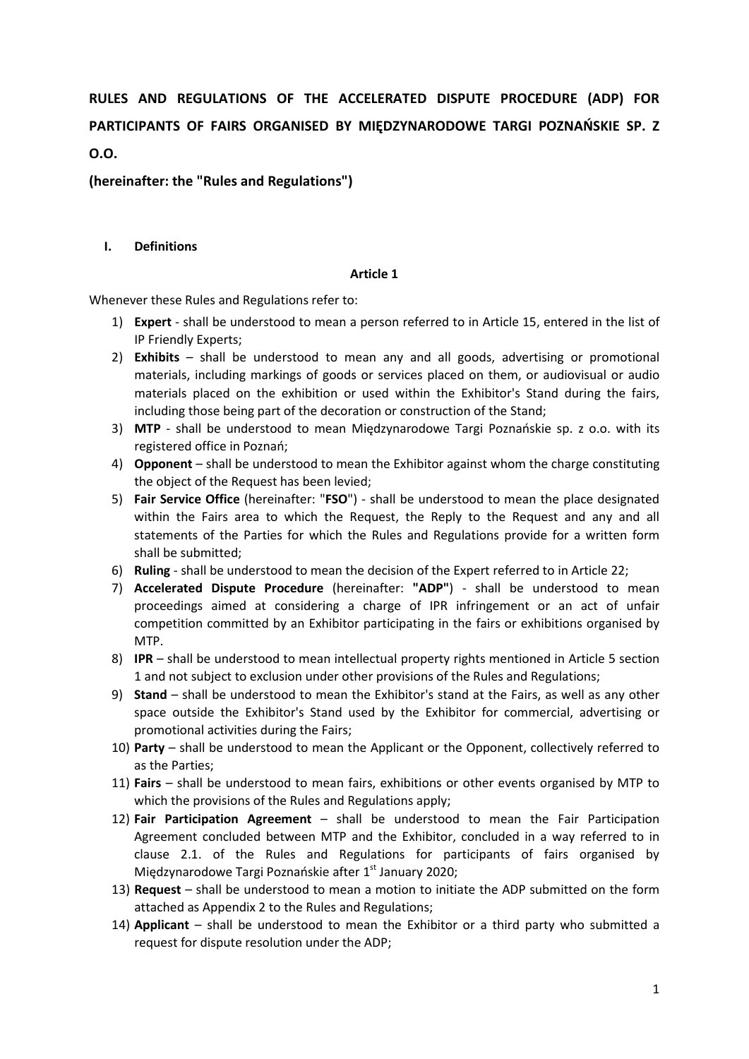# RULES AND REGULATIONS OF THE ACCELERATED DISPUTE PROCEDURE (ADP) FOR PARTICIPANTS OF FAIRS ORGANISED BY MIĘDZYNARODOWE TARGI POZNAŃSKIE SP. Z O.O.

## (hereinafter: the "Rules and Regulations")

### I. Definitions

**Article 1**

Whenever these Rules and Regulations refer to:

1) **Expert** - shall be understood to mean a person referred to in Article 15, entered in the list of IP Friendly Experts;
2) **Exhibits** – shall be understood to mean any and all goods, advertising or promotional materials, including markings of goods or services placed on them, or audiovisual or audio materials placed on the exhibition or used within the Exhibitor's Stand during the fairs, including those being part of the decoration or construction of the Stand;
3) **MTP** - shall be understood to mean Międzynarodowe Targi Poznańskie sp. z o.o. with its registered office in Poznań;
4) **Opponent** – shall be understood to mean the Exhibitor against whom the charge constituting the object of the Request has been levied;
5) **Fair Service Office** (hereinafter: "**FSO**") - shall be understood to mean the place designated within the Fairs area to which the Request, the Reply to the Request and any and all statements of the Parties for which the Rules and Regulations provide for a written form shall be submitted;
6) **Ruling** - shall be understood to mean the decision of the Expert referred to in Article 22;
7) **Accelerated Dispute Procedure** (hereinafter: **"ADP"**) - shall be understood to mean proceedings aimed at considering a charge of IPR infringement or an act of unfair competition committed by an Exhibitor participating in the fairs or exhibitions organised by MTP.
8) **IPR** – shall be understood to mean intellectual property rights mentioned in Article 5 section 1 and not subject to exclusion under other provisions of the Rules and Regulations;
9) **Stand** – shall be understood to mean the Exhibitor's stand at the Fairs, as well as any other space outside the Exhibitor's Stand used by the Exhibitor for commercial, advertising or promotional activities during the Fairs;
10) **Party** – shall be understood to mean the Applicant or the Opponent, collectively referred to as the Parties;
11) **Fairs** – shall be understood to mean fairs, exhibitions or other events organised by MTP to which the provisions of the Rules and Regulations apply;
12) **Fair Participation Agreement** – shall be understood to mean the Fair Participation Agreement concluded between MTP and the Exhibitor, concluded in a way referred to in clause 2.1. of the Rules and Regulations for participants of fairs organised by Międzynarodowe Targi Poznańskie after 1st January 2020;
13) **Request** – shall be understood to mean a motion to initiate the ADP submitted on the form attached as Appendix 2 to the Rules and Regulations;
14) **Applicant** – shall be understood to mean the Exhibitor or a third party who submitted a request for dispute resolution under the ADP;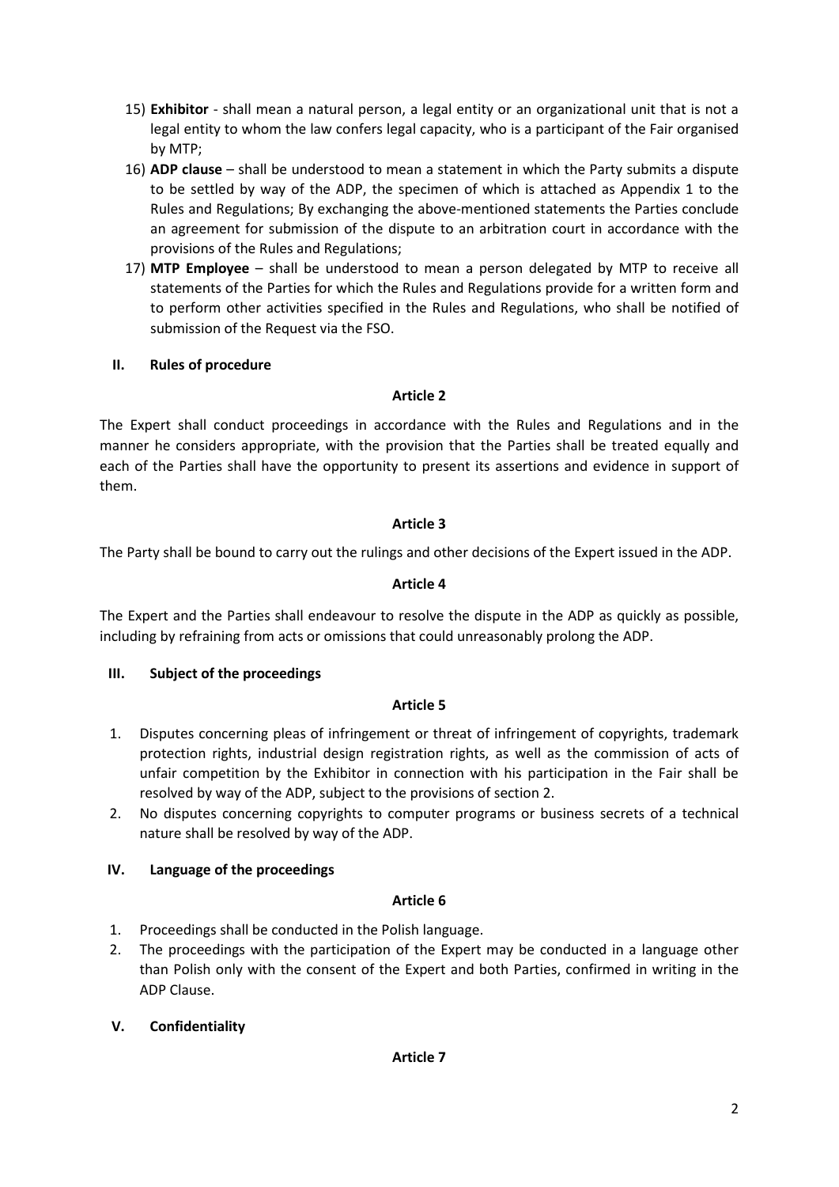15) **Exhibitor** - shall mean a natural person, a legal entity or an organizational unit that is not a legal entity to whom the law confers legal capacity, who is a participant of the Fair organised by MTP;
16) **ADP clause** – shall be understood to mean a statement in which the Party submits a dispute to be settled by way of the ADP, the specimen of which is attached as Appendix 1 to the Rules and Regulations; By exchanging the above-mentioned statements the Parties conclude an agreement for submission of the dispute to an arbitration court in accordance with the provisions of the Rules and Regulations;
17) **MTP Employee** – shall be understood to mean a person delegated by MTP to receive all statements of the Parties for which the Rules and Regulations provide for a written form and to perform other activities specified in the Rules and Regulations, who shall be notified of submission of the Request via the FSO.

## II. Rules of procedure

### Article 2

The Expert shall conduct proceedings in accordance with the Rules and Regulations and in the manner he considers appropriate, with the provision that the Parties shall be treated equally and each of the Parties shall have the opportunity to present its assertions and evidence in support of them.

### Article 3

The Party shall be bound to carry out the rulings and other decisions of the Expert issued in the ADP.

### Article 4

The Expert and the Parties shall endeavour to resolve the dispute in the ADP as quickly as possible, including by refraining from acts or omissions that could unreasonably prolong the ADP.

## III. Subject of the proceedings

### Article 5

1. Disputes concerning pleas of infringement or threat of infringement of copyrights, trademark protection rights, industrial design registration rights, as well as the commission of acts of unfair competition by the Exhibitor in connection with his participation in the Fair shall be resolved by way of the ADP, subject to the provisions of section 2.
2. No disputes concerning copyrights to computer programs or business secrets of a technical nature shall be resolved by way of the ADP.

## IV. Language of the proceedings

### Article 6

1. Proceedings shall be conducted in the Polish language.
2. The proceedings with the participation of the Expert may be conducted in a language other than Polish only with the consent of the Expert and both Parties, confirmed in writing in the ADP Clause.

## V. Confidentiality

### Article 7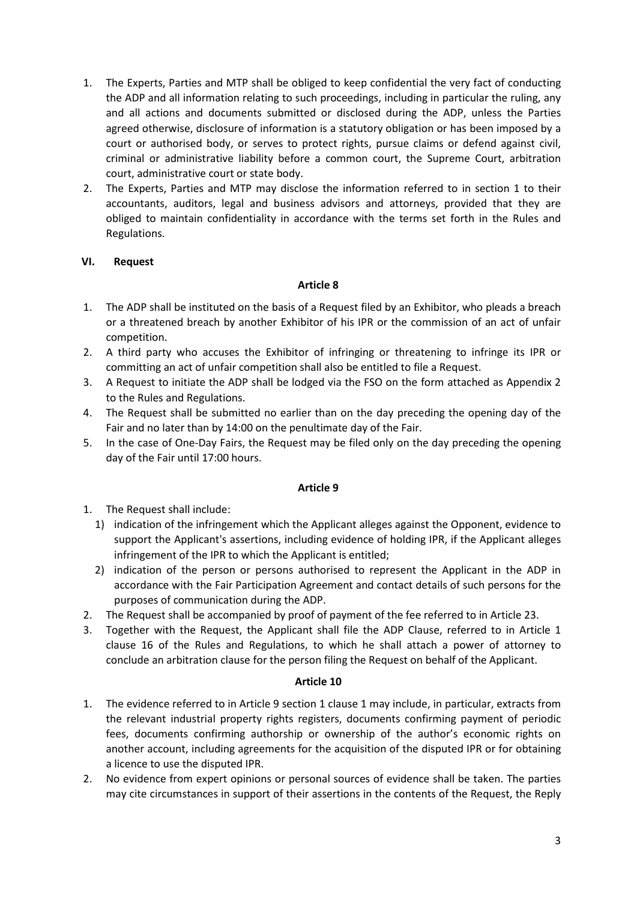1. The Experts, Parties and MTP shall be obliged to keep confidential the very fact of conducting the ADP and all information relating to such proceedings, including in particular the ruling, any and all actions and documents submitted or disclosed during the ADP, unless the Parties agreed otherwise, disclosure of information is a statutory obligation or has been imposed by a court or authorised body, or serves to protect rights, pursue claims or defend against civil, criminal or administrative liability before a common court, the Supreme Court, arbitration court, administrative court or state body.
2. The Experts, Parties and MTP may disclose the information referred to in section 1 to their accountants, auditors, legal and business advisors and attorneys, provided that they are obliged to maintain confidentiality in accordance with the terms set forth in the Rules and Regulations.

## VI. Request

### Article 8

1. The ADP shall be instituted on the basis of a Request filed by an Exhibitor, who pleads a breach or a threatened breach by another Exhibitor of his IPR or the commission of an act of unfair competition.
2. A third party who accuses the Exhibitor of infringing or threatening to infringe its IPR or committing an act of unfair competition shall also be entitled to file a Request.
3. A Request to initiate the ADP shall be lodged via the FSO on the form attached as Appendix 2 to the Rules and Regulations.
4. The Request shall be submitted no earlier than on the day preceding the opening day of the Fair and no later than by 14:00 on the penultimate day of the Fair.
5. In the case of One-Day Fairs, the Request may be filed only on the day preceding the opening day of the Fair until 17:00 hours.

### Article 9

1. The Request shall include:
   1) indication of the infringement which the Applicant alleges against the Opponent, evidence to support the Applicant's assertions, including evidence of holding IPR, if the Applicant alleges infringement of the IPR to which the Applicant is entitled;
   2) indication of the person or persons authorised to represent the Applicant in the ADP in accordance with the Fair Participation Agreement and contact details of such persons for the purposes of communication during the ADP.
2. The Request shall be accompanied by proof of payment of the fee referred to in Article 23.
3. Together with the Request, the Applicant shall file the ADP Clause, referred to in Article 1 clause 16 of the Rules and Regulations, to which he shall attach a power of attorney to conclude an arbitration clause for the person filing the Request on behalf of the Applicant.

### Article 10

1. The evidence referred to in Article 9 section 1 clause 1 may include, in particular, extracts from the relevant industrial property rights registers, documents confirming payment of periodic fees, documents confirming authorship or ownership of the author's economic rights on another account, including agreements for the acquisition of the disputed IPR or for obtaining a licence to use the disputed IPR.
2. No evidence from expert opinions or personal sources of evidence shall be taken. The parties may cite circumstances in support of their assertions in the contents of the Request, the Reply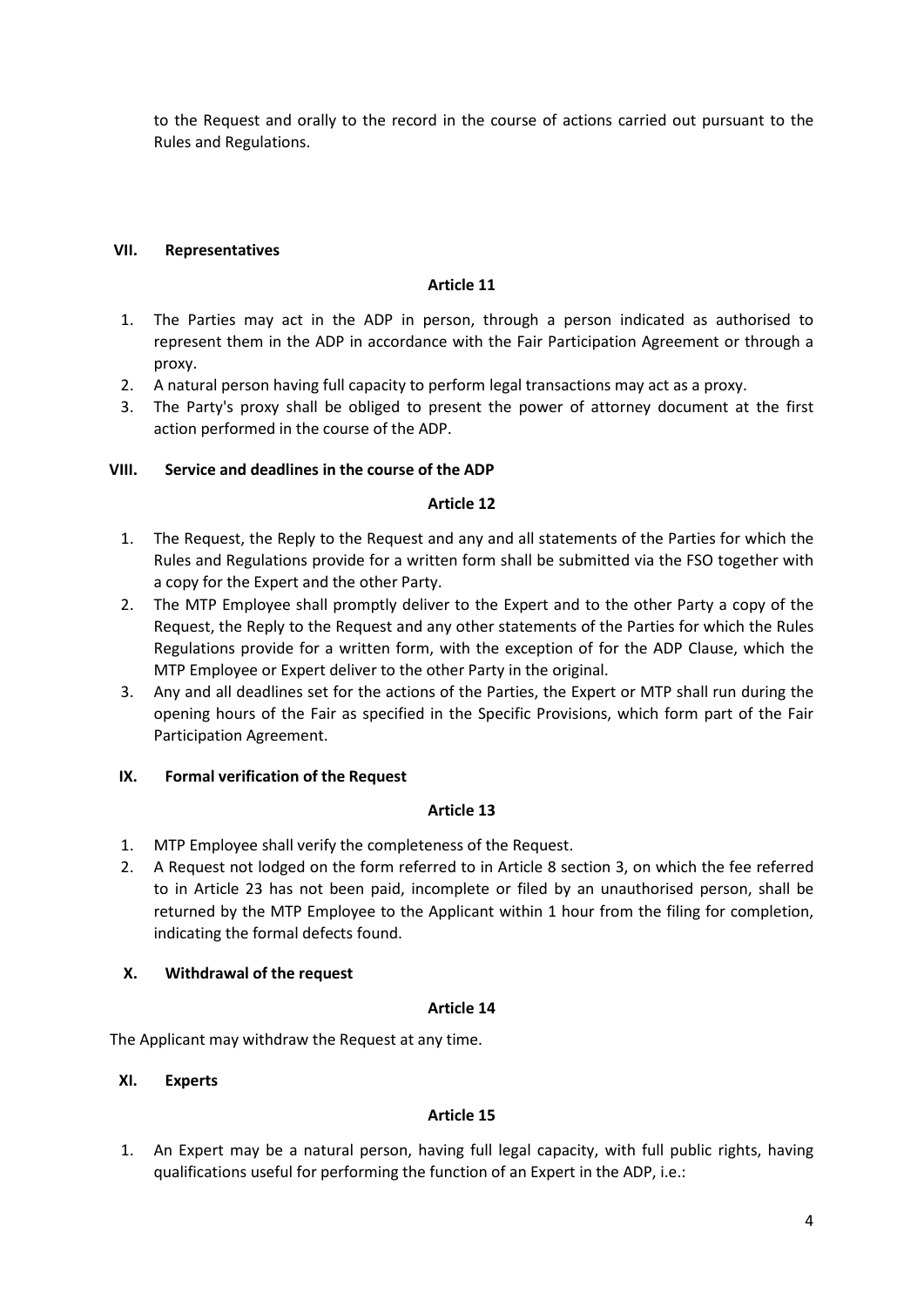to the Request and orally to the record in the course of actions carried out pursuant to the Rules and Regulations.

## VII. Representatives

### Article 11

1. The Parties may act in the ADP in person, through a person indicated as authorised to represent them in the ADP in accordance with the Fair Participation Agreement or through a proxy.
2. A natural person having full capacity to perform legal transactions may act as a proxy.
3. The Party's proxy shall be obliged to present the power of attorney document at the first action performed in the course of the ADP.

## VIII. Service and deadlines in the course of the ADP

### Article 12

1. The Request, the Reply to the Request and any and all statements of the Parties for which the Rules and Regulations provide for a written form shall be submitted via the FSO together with a copy for the Expert and the other Party.
2. The MTP Employee shall promptly deliver to the Expert and to the other Party a copy of the Request, the Reply to the Request and any other statements of the Parties for which the Rules Regulations provide for a written form, with the exception of for the ADP Clause, which the MTP Employee or Expert deliver to the other Party in the original.
3. Any and all deadlines set for the actions of the Parties, the Expert or MTP shall run during the opening hours of the Fair as specified in the Specific Provisions, which form part of the Fair Participation Agreement.

## IX. Formal verification of the Request

### Article 13

1. MTP Employee shall verify the completeness of the Request.
2. A Request not lodged on the form referred to in Article 8 section 3, on which the fee referred to in Article 23 has not been paid, incomplete or filed by an unauthorised person, shall be returned by the MTP Employee to the Applicant within 1 hour from the filing for completion, indicating the formal defects found.

## X. Withdrawal of the request

### Article 14

The Applicant may withdraw the Request at any time.

## XI. Experts

### Article 15

1. An Expert may be a natural person, having full legal capacity, with full public rights, having qualifications useful for performing the function of an Expert in the ADP, i.e.: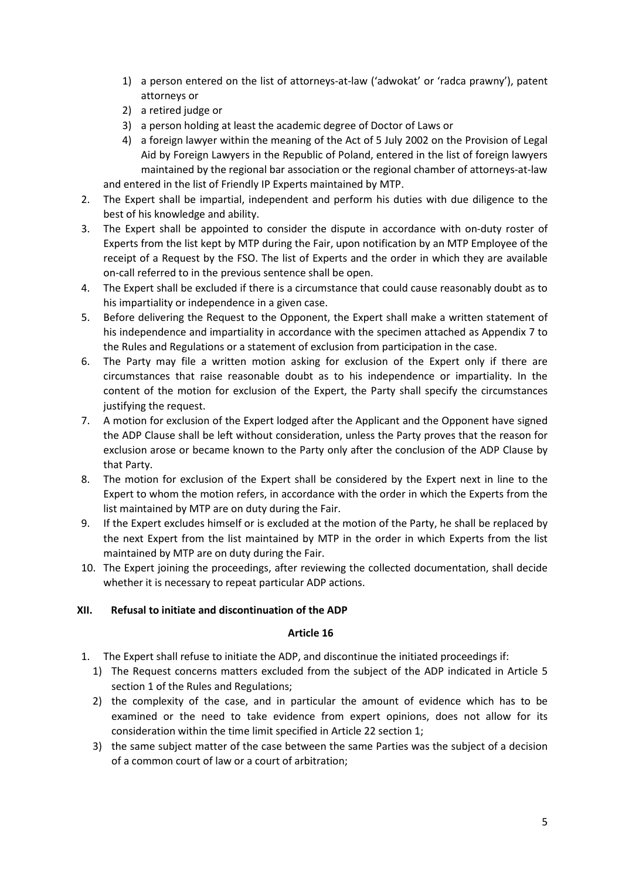1) a person entered on the list of attorneys-at-law ('adwokat' or 'radca prawny'), patent attorneys or
2) a retired judge or
3) a person holding at least the academic degree of Doctor of Laws or
4) a foreign lawyer within the meaning of the Act of 5 July 2002 on the Provision of Legal Aid by Foreign Lawyers in the Republic of Poland, entered in the list of foreign lawyers maintained by the regional bar association or the regional chamber of attorneys-at-law

and entered in the list of Friendly IP Experts maintained by MTP.

2. The Expert shall be impartial, independent and perform his duties with due diligence to the best of his knowledge and ability.
3. The Expert shall be appointed to consider the dispute in accordance with on-duty roster of Experts from the list kept by MTP during the Fair, upon notification by an MTP Employee of the receipt of a Request by the FSO. The list of Experts and the order in which they are available on-call referred to in the previous sentence shall be open.
4. The Expert shall be excluded if there is a circumstance that could cause reasonably doubt as to his impartiality or independence in a given case.
5. Before delivering the Request to the Opponent, the Expert shall make a written statement of his independence and impartiality in accordance with the specimen attached as Appendix 7 to the Rules and Regulations or a statement of exclusion from participation in the case.
6. The Party may file a written motion asking for exclusion of the Expert only if there are circumstances that raise reasonable doubt as to his independence or impartiality. In the content of the motion for exclusion of the Expert, the Party shall specify the circumstances justifying the request.
7. A motion for exclusion of the Expert lodged after the Applicant and the Opponent have signed the ADP Clause shall be left without consideration, unless the Party proves that the reason for exclusion arose or became known to the Party only after the conclusion of the ADP Clause by that Party.
8. The motion for exclusion of the Expert shall be considered by the Expert next in line to the Expert to whom the motion refers, in accordance with the order in which the Experts from the list maintained by MTP are on duty during the Fair.
9. If the Expert excludes himself or is excluded at the motion of the Party, he shall be replaced by the next Expert from the list maintained by MTP in the order in which Experts from the list maintained by MTP are on duty during the Fair.
10. The Expert joining the proceedings, after reviewing the collected documentation, shall decide whether it is necessary to repeat particular ADP actions.

## XII. Refusal to initiate and discontinuation of the ADP

### Article 16

1. The Expert shall refuse to initiate the ADP, and discontinue the initiated proceedings if:
   1) The Request concerns matters excluded from the subject of the ADP indicated in Article 5 section 1 of the Rules and Regulations;
   2) the complexity of the case, and in particular the amount of evidence which has to be examined or the need to take evidence from expert opinions, does not allow for its consideration within the time limit specified in Article 22 section 1;
   3) the same subject matter of the case between the same Parties was the subject of a decision of a common court of law or a court of arbitration;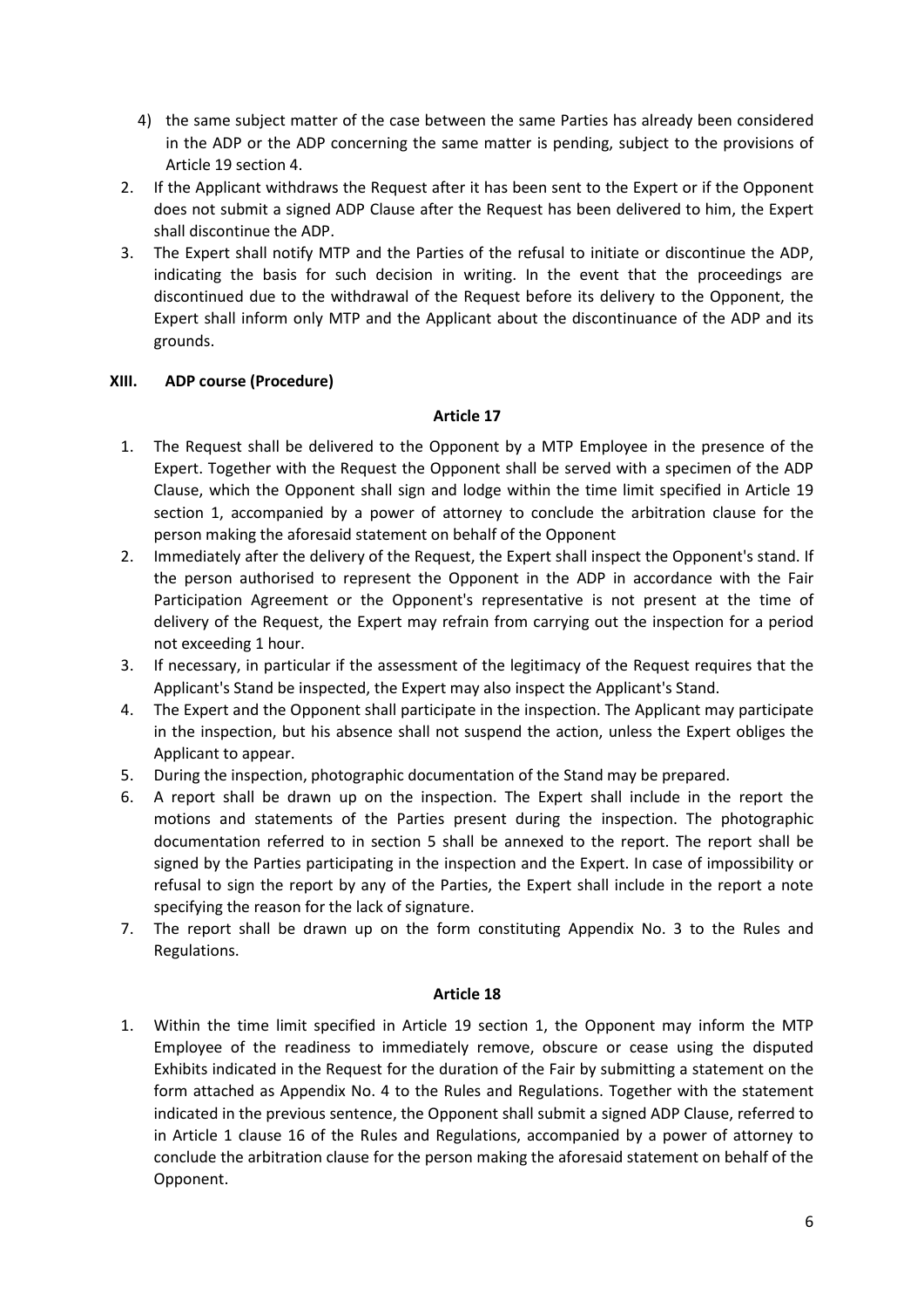4) the same subject matter of the case between the same Parties has already been considered in the ADP or the ADP concerning the same matter is pending, subject to the provisions of Article 19 section 4.

2. If the Applicant withdraws the Request after it has been sent to the Expert or if the Opponent does not submit a signed ADP Clause after the Request has been delivered to him, the Expert shall discontinue the ADP.
3. The Expert shall notify MTP and the Parties of the refusal to initiate or discontinue the ADP, indicating the basis for such decision in writing. In the event that the proceedings are discontinued due to the withdrawal of the Request before its delivery to the Opponent, the Expert shall inform only MTP and the Applicant about the discontinuance of the ADP and its grounds.

## XIII. ADP course (Procedure)

### Article 17

1. The Request shall be delivered to the Opponent by a MTP Employee in the presence of the Expert. Together with the Request the Opponent shall be served with a specimen of the ADP Clause, which the Opponent shall sign and lodge within the time limit specified in Article 19 section 1, accompanied by a power of attorney to conclude the arbitration clause for the person making the aforesaid statement on behalf of the Opponent
2. Immediately after the delivery of the Request, the Expert shall inspect the Opponent's stand. If the person authorised to represent the Opponent in the ADP in accordance with the Fair Participation Agreement or the Opponent's representative is not present at the time of delivery of the Request, the Expert may refrain from carrying out the inspection for a period not exceeding 1 hour.
3. If necessary, in particular if the assessment of the legitimacy of the Request requires that the Applicant's Stand be inspected, the Expert may also inspect the Applicant's Stand.
4. The Expert and the Opponent shall participate in the inspection. The Applicant may participate in the inspection, but his absence shall not suspend the action, unless the Expert obliges the Applicant to appear.
5. During the inspection, photographic documentation of the Stand may be prepared.
6. A report shall be drawn up on the inspection. The Expert shall include in the report the motions and statements of the Parties present during the inspection. The photographic documentation referred to in section 5 shall be annexed to the report. The report shall be signed by the Parties participating in the inspection and the Expert. In case of impossibility or refusal to sign the report by any of the Parties, the Expert shall include in the report a note specifying the reason for the lack of signature.
7. The report shall be drawn up on the form constituting Appendix No. 3 to the Rules and Regulations.

### Article 18

1. Within the time limit specified in Article 19 section 1, the Opponent may inform the MTP Employee of the readiness to immediately remove, obscure or cease using the disputed Exhibits indicated in the Request for the duration of the Fair by submitting a statement on the form attached as Appendix No. 4 to the Rules and Regulations. Together with the statement indicated in the previous sentence, the Opponent shall submit a signed ADP Clause, referred to in Article 1 clause 16 of the Rules and Regulations, accompanied by a power of attorney to conclude the arbitration clause for the person making the aforesaid statement on behalf of the Opponent.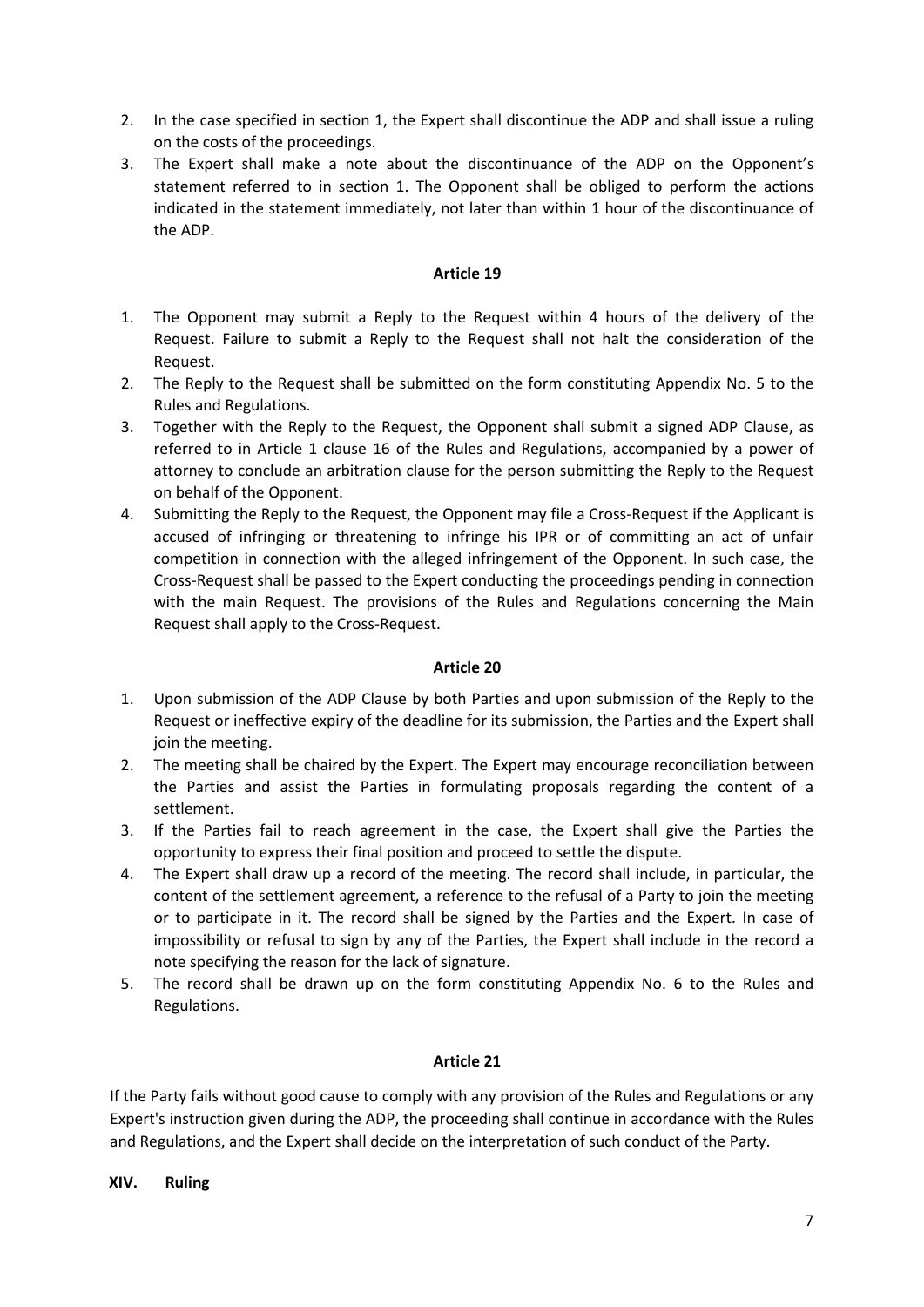2. In the case specified in section 1, the Expert shall discontinue the ADP and shall issue a ruling on the costs of the proceedings.
3. The Expert shall make a note about the discontinuance of the ADP on the Opponent's statement referred to in section 1. The Opponent shall be obliged to perform the actions indicated in the statement immediately, not later than within 1 hour of the discontinuance of the ADP.

**Article 19**

1. The Opponent may submit a Reply to the Request within 4 hours of the delivery of the Request. Failure to submit a Reply to the Request shall not halt the consideration of the Request.
2. The Reply to the Request shall be submitted on the form constituting Appendix No. 5 to the Rules and Regulations.
3. Together with the Reply to the Request, the Opponent shall submit a signed ADP Clause, as referred to in Article 1 clause 16 of the Rules and Regulations, accompanied by a power of attorney to conclude an arbitration clause for the person submitting the Reply to the Request on behalf of the Opponent.
4. Submitting the Reply to the Request, the Opponent may file a Cross-Request if the Applicant is accused of infringing or threatening to infringe his IPR or of committing an act of unfair competition in connection with the alleged infringement of the Opponent. In such case, the Cross-Request shall be passed to the Expert conducting the proceedings pending in connection with the main Request. The provisions of the Rules and Regulations concerning the Main Request shall apply to the Cross-Request.

**Article 20**

1. Upon submission of the ADP Clause by both Parties and upon submission of the Reply to the Request or ineffective expiry of the deadline for its submission, the Parties and the Expert shall join the meeting.
2. The meeting shall be chaired by the Expert. The Expert may encourage reconciliation between the Parties and assist the Parties in formulating proposals regarding the content of a settlement.
3. If the Parties fail to reach agreement in the case, the Expert shall give the Parties the opportunity to express their final position and proceed to settle the dispute.
4. The Expert shall draw up a record of the meeting. The record shall include, in particular, the content of the settlement agreement, a reference to the refusal of a Party to join the meeting or to participate in it. The record shall be signed by the Parties and the Expert. In case of impossibility or refusal to sign by any of the Parties, the Expert shall include in the record a note specifying the reason for the lack of signature.
5. The record shall be drawn up on the form constituting Appendix No. 6 to the Rules and Regulations.

**Article 21**

If the Party fails without good cause to comply with any provision of the Rules and Regulations or any Expert's instruction given during the ADP, the proceeding shall continue in accordance with the Rules and Regulations, and the Expert shall decide on the interpretation of such conduct of the Party.

## XIV. Ruling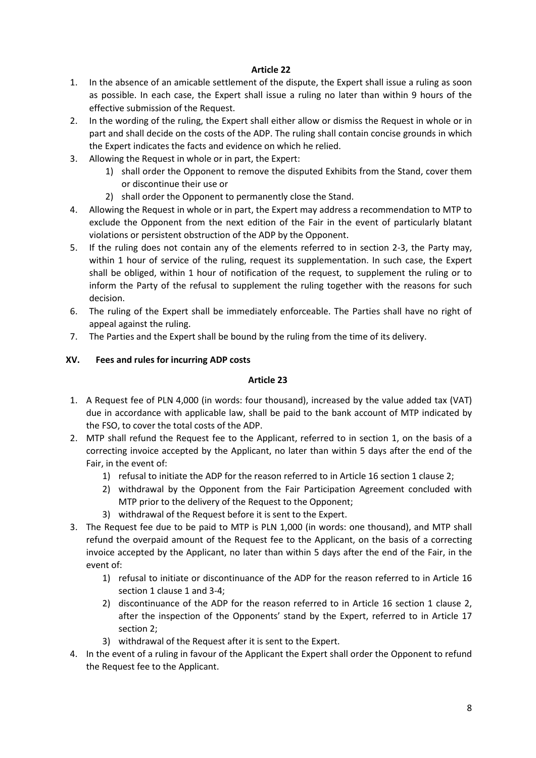**Article 22**

1. In the absence of an amicable settlement of the dispute, the Expert shall issue a ruling as soon as possible. In each case, the Expert shall issue a ruling no later than within 9 hours of the effective submission of the Request.
2. In the wording of the ruling, the Expert shall either allow or dismiss the Request in whole or in part and shall decide on the costs of the ADP. The ruling shall contain concise grounds in which the Expert indicates the facts and evidence on which he relied.
3. Allowing the Request in whole or in part, the Expert:
    1) shall order the Opponent to remove the disputed Exhibits from the Stand, cover them or discontinue their use or
    2) shall order the Opponent to permanently close the Stand.
4. Allowing the Request in whole or in part, the Expert may address a recommendation to MTP to exclude the Opponent from the next edition of the Fair in the event of particularly blatant violations or persistent obstruction of the ADP by the Opponent.
5. If the ruling does not contain any of the elements referred to in section 2-3, the Party may, within 1 hour of service of the ruling, request its supplementation. In such case, the Expert shall be obliged, within 1 hour of notification of the request, to supplement the ruling or to inform the Party of the refusal to supplement the ruling together with the reasons for such decision.
6. The ruling of the Expert shall be immediately enforceable. The Parties shall have no right of appeal against the ruling.
7. The Parties and the Expert shall be bound by the ruling from the time of its delivery.

## XV. Fees and rules for incurring ADP costs

**Article 23**

1. A Request fee of PLN 4,000 (in words: four thousand), increased by the value added tax (VAT) due in accordance with applicable law, shall be paid to the bank account of MTP indicated by the FSO, to cover the total costs of the ADP.
2. MTP shall refund the Request fee to the Applicant, referred to in section 1, on the basis of a correcting invoice accepted by the Applicant, no later than within 5 days after the end of the Fair, in the event of:
    1) refusal to initiate the ADP for the reason referred to in Article 16 section 1 clause 2;
    2) withdrawal by the Opponent from the Fair Participation Agreement concluded with MTP prior to the delivery of the Request to the Opponent;
    3) withdrawal of the Request before it is sent to the Expert.
3. The Request fee due to be paid to MTP is PLN 1,000 (in words: one thousand), and MTP shall refund the overpaid amount of the Request fee to the Applicant, on the basis of a correcting invoice accepted by the Applicant, no later than within 5 days after the end of the Fair, in the event of:
    1) refusal to initiate or discontinuance of the ADP for the reason referred to in Article 16 section 1 clause 1 and 3-4;
    2) discontinuance of the ADP for the reason referred to in Article 16 section 1 clause 2, after the inspection of the Opponents' stand by the Expert, referred to in Article 17 section 2;
    3) withdrawal of the Request after it is sent to the Expert.
4. In the event of a ruling in favour of the Applicant the Expert shall order the Opponent to refund the Request fee to the Applicant.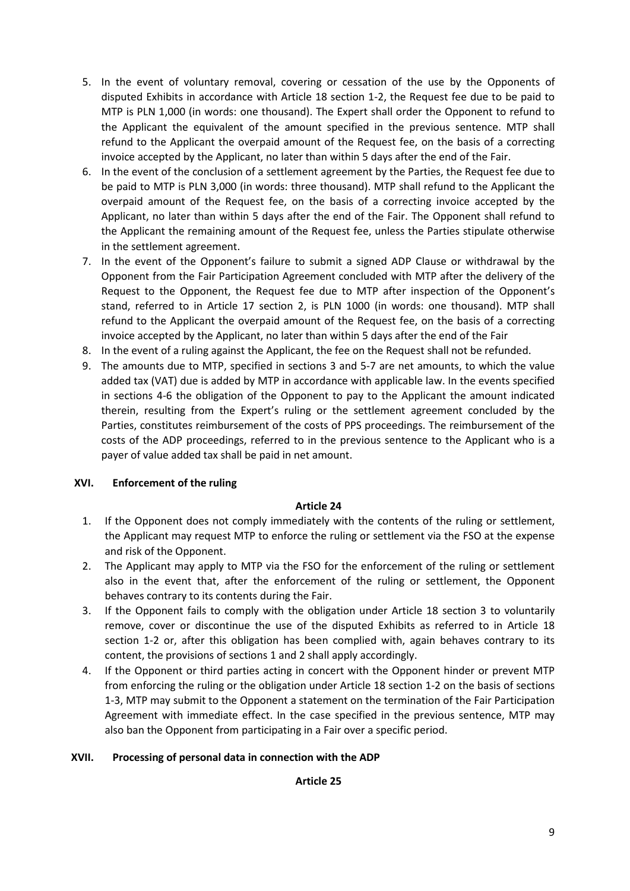5. In the event of voluntary removal, covering or cessation of the use by the Opponents of disputed Exhibits in accordance with Article 18 section 1-2, the Request fee due to be paid to MTP is PLN 1,000 (in words: one thousand). The Expert shall order the Opponent to refund to the Applicant the equivalent of the amount specified in the previous sentence. MTP shall refund to the Applicant the overpaid amount of the Request fee, on the basis of a correcting invoice accepted by the Applicant, no later than within 5 days after the end of the Fair.
6. In the event of the conclusion of a settlement agreement by the Parties, the Request fee due to be paid to MTP is PLN 3,000 (in words: three thousand). MTP shall refund to the Applicant the overpaid amount of the Request fee, on the basis of a correcting invoice accepted by the Applicant, no later than within 5 days after the end of the Fair. The Opponent shall refund to the Applicant the remaining amount of the Request fee, unless the Parties stipulate otherwise in the settlement agreement.
7. In the event of the Opponent's failure to submit a signed ADP Clause or withdrawal by the Opponent from the Fair Participation Agreement concluded with MTP after the delivery of the Request to the Opponent, the Request fee due to MTP after inspection of the Opponent's stand, referred to in Article 17 section 2, is PLN 1000 (in words: one thousand). MTP shall refund to the Applicant the overpaid amount of the Request fee, on the basis of a correcting invoice accepted by the Applicant, no later than within 5 days after the end of the Fair
8. In the event of a ruling against the Applicant, the fee on the Request shall not be refunded.
9. The amounts due to MTP, specified in sections 3 and 5-7 are net amounts, to which the value added tax (VAT) due is added by MTP in accordance with applicable law. In the events specified in sections 4-6 the obligation of the Opponent to pay to the Applicant the amount indicated therein, resulting from the Expert's ruling or the settlement agreement concluded by the Parties, constitutes reimbursement of the costs of PPS proceedings. The reimbursement of the costs of the ADP proceedings, referred to in the previous sentence to the Applicant who is a payer of value added tax shall be paid in net amount.

## XVI. Enforcement of the ruling

**Article 24**

1. If the Opponent does not comply immediately with the contents of the ruling or settlement, the Applicant may request MTP to enforce the ruling or settlement via the FSO at the expense and risk of the Opponent.
2. The Applicant may apply to MTP via the FSO for the enforcement of the ruling or settlement also in the event that, after the enforcement of the ruling or settlement, the Opponent behaves contrary to its contents during the Fair.
3. If the Opponent fails to comply with the obligation under Article 18 section 3 to voluntarily remove, cover or discontinue the use of the disputed Exhibits as referred to in Article 18 section 1-2 or, after this obligation has been complied with, again behaves contrary to its content, the provisions of sections 1 and 2 shall apply accordingly.
4. If the Opponent or third parties acting in concert with the Opponent hinder or prevent MTP from enforcing the ruling or the obligation under Article 18 section 1-2 on the basis of sections 1-3, MTP may submit to the Opponent a statement on the termination of the Fair Participation Agreement with immediate effect. In the case specified in the previous sentence, MTP may also ban the Opponent from participating in a Fair over a specific period.

## XVII. Processing of personal data in connection with the ADP

**Article 25**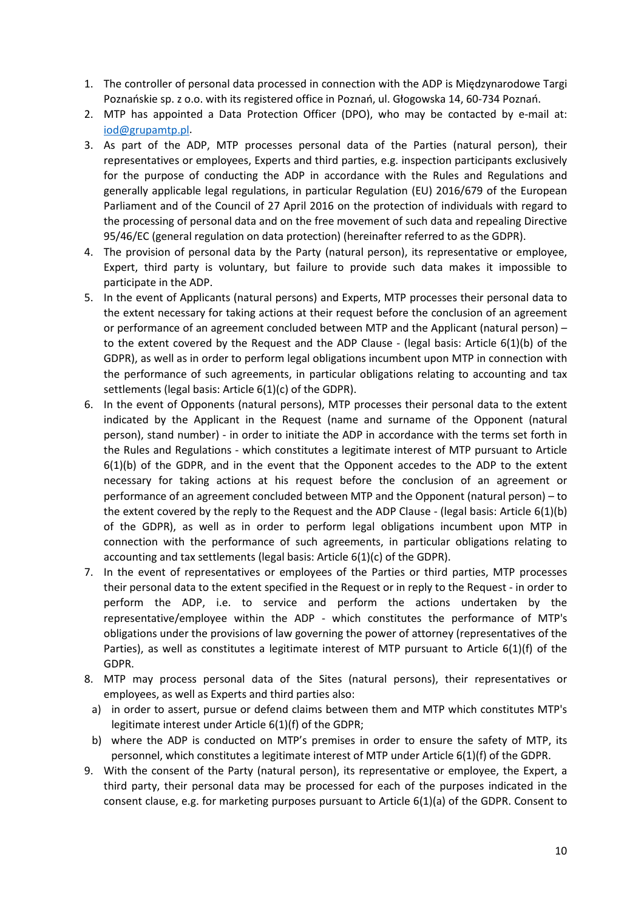1. The controller of personal data processed in connection with the ADP is Międzynarodowe Targi Poznańskie sp. z o.o. with its registered office in Poznań, ul. Głogowska 14, 60-734 Poznań.
2. MTP has appointed a Data Protection Officer (DPO), who may be contacted by e-mail at: iod@grupamtp.pl.
3. As part of the ADP, MTP processes personal data of the Parties (natural person), their representatives or employees, Experts and third parties, e.g. inspection participants exclusively for the purpose of conducting the ADP in accordance with the Rules and Regulations and generally applicable legal regulations, in particular Regulation (EU) 2016/679 of the European Parliament and of the Council of 27 April 2016 on the protection of individuals with regard to the processing of personal data and on the free movement of such data and repealing Directive 95/46/EC (general regulation on data protection) (hereinafter referred to as the GDPR).
4. The provision of personal data by the Party (natural person), its representative or employee, Expert, third party is voluntary, but failure to provide such data makes it impossible to participate in the ADP.
5. In the event of Applicants (natural persons) and Experts, MTP processes their personal data to the extent necessary for taking actions at their request before the conclusion of an agreement or performance of an agreement concluded between MTP and the Applicant (natural person) – to the extent covered by the Request and the ADP Clause - (legal basis: Article 6(1)(b) of the GDPR), as well as in order to perform legal obligations incumbent upon MTP in connection with the performance of such agreements, in particular obligations relating to accounting and tax settlements (legal basis: Article 6(1)(c) of the GDPR).
6. In the event of Opponents (natural persons), MTP processes their personal data to the extent indicated by the Applicant in the Request (name and surname of the Opponent (natural person), stand number) - in order to initiate the ADP in accordance with the terms set forth in the Rules and Regulations - which constitutes a legitimate interest of MTP pursuant to Article 6(1)(b) of the GDPR, and in the event that the Opponent accedes to the ADP to the extent necessary for taking actions at his request before the conclusion of an agreement or performance of an agreement concluded between MTP and the Opponent (natural person) – to the extent covered by the reply to the Request and the ADP Clause - (legal basis: Article 6(1)(b) of the GDPR), as well as in order to perform legal obligations incumbent upon MTP in connection with the performance of such agreements, in particular obligations relating to accounting and tax settlements (legal basis: Article 6(1)(c) of the GDPR).
7. In the event of representatives or employees of the Parties or third parties, MTP processes their personal data to the extent specified in the Request or in reply to the Request - in order to perform the ADP, i.e. to service and perform the actions undertaken by the representative/employee within the ADP - which constitutes the performance of MTP's obligations under the provisions of law governing the power of attorney (representatives of the Parties), as well as constitutes a legitimate interest of MTP pursuant to Article 6(1)(f) of the GDPR.
8. MTP may process personal data of the Sites (natural persons), their representatives or employees, as well as Experts and third parties also:
   a) in order to assert, pursue or defend claims between them and MTP which constitutes MTP's legitimate interest under Article 6(1)(f) of the GDPR;
   b) where the ADP is conducted on MTP's premises in order to ensure the safety of MTP, its personnel, which constitutes a legitimate interest of MTP under Article 6(1)(f) of the GDPR.
9. With the consent of the Party (natural person), its representative or employee, the Expert, a third party, their personal data may be processed for each of the purposes indicated in the consent clause, e.g. for marketing purposes pursuant to Article 6(1)(a) of the GDPR. Consent to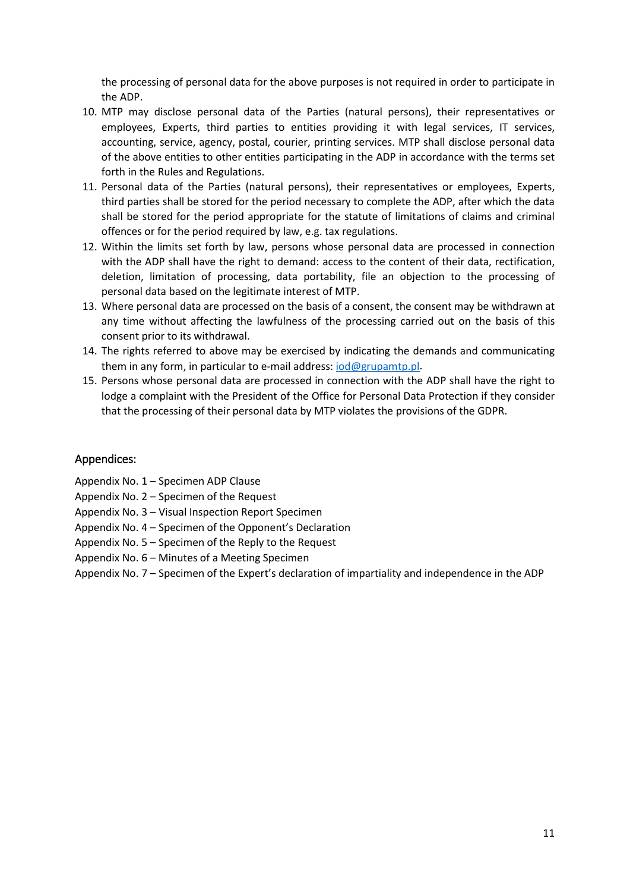the processing of personal data for the above purposes is not required in order to participate in the ADP.

10. MTP may disclose personal data of the Parties (natural persons), their representatives or employees, Experts, third parties to entities providing it with legal services, IT services, accounting, service, agency, postal, courier, printing services. MTP shall disclose personal data of the above entities to other entities participating in the ADP in accordance with the terms set forth in the Rules and Regulations.
11. Personal data of the Parties (natural persons), their representatives or employees, Experts, third parties shall be stored for the period necessary to complete the ADP, after which the data shall be stored for the period appropriate for the statute of limitations of claims and criminal offences or for the period required by law, e.g. tax regulations.
12. Within the limits set forth by law, persons whose personal data are processed in connection with the ADP shall have the right to demand: access to the content of their data, rectification, deletion, limitation of processing, data portability, file an objection to the processing of personal data based on the legitimate interest of MTP.
13. Where personal data are processed on the basis of a consent, the consent may be withdrawn at any time without affecting the lawfulness of the processing carried out on the basis of this consent prior to its withdrawal.
14. The rights referred to above may be exercised by indicating the demands and communicating them in any form, in particular to e-mail address: iod@grupamtp.pl.
15. Persons whose personal data are processed in connection with the ADP shall have the right to lodge a complaint with the President of the Office for Personal Data Protection if they consider that the processing of their personal data by MTP violates the provisions of the GDPR.

## Appendices:

Appendix No. 1 – Specimen ADP Clause
Appendix No. 2 – Specimen of the Request
Appendix No. 3 – Visual Inspection Report Specimen
Appendix No. 4 – Specimen of the Opponent's Declaration
Appendix No. 5 – Specimen of the Reply to the Request
Appendix No. 6 – Minutes of a Meeting Specimen
Appendix No. 7 – Specimen of the Expert's declaration of impartiality and independence in the ADP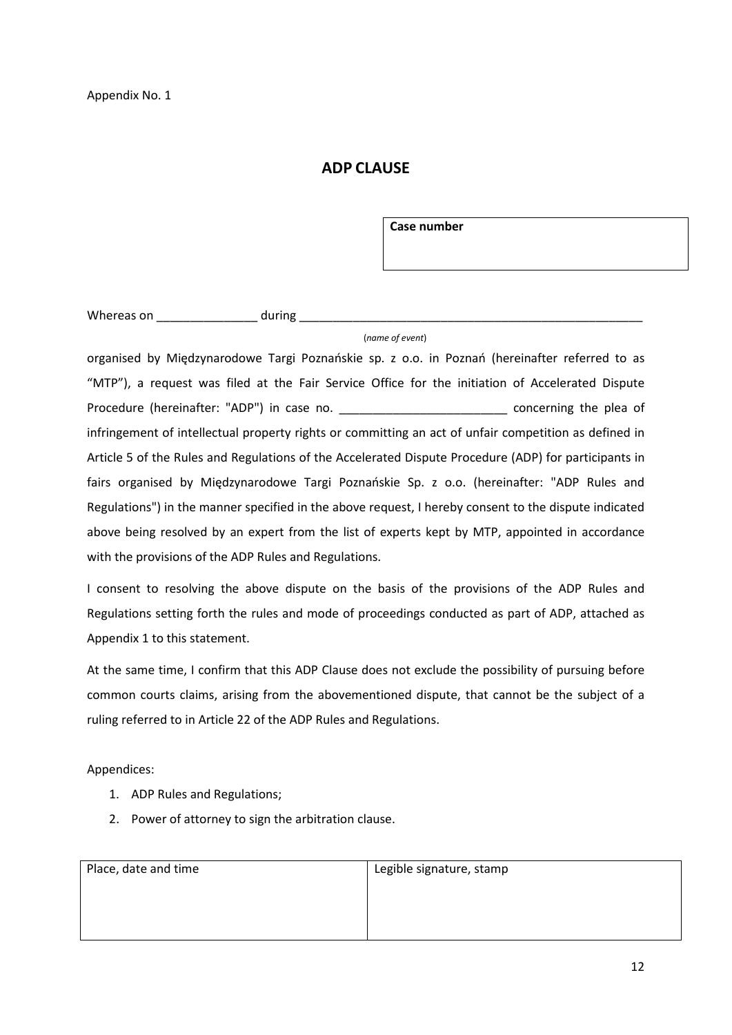Appendix No. 1

## ADP CLAUSE

| Case number |
| --- |
| |

Whereas on _______________ during _____________________________________________________

(*name of event*)

organised by Międzynarodowe Targi Poznańskie sp. z o.o. in Poznań (hereinafter referred to as "MTP"), a request was filed at the Fair Service Office for the initiation of Accelerated Dispute Procedure (hereinafter: "ADP") in case no. _________________________ concerning the plea of infringement of intellectual property rights or committing an act of unfair competition as defined in Article 5 of the Rules and Regulations of the Accelerated Dispute Procedure (ADP) for participants in fairs organised by Międzynarodowe Targi Poznańskie Sp. z o.o. (hereinafter: "ADP Rules and Regulations") in the manner specified in the above request, I hereby consent to the dispute indicated above being resolved by an expert from the list of experts kept by MTP, appointed in accordance with the provisions of the ADP Rules and Regulations.

I consent to resolving the above dispute on the basis of the provisions of the ADP Rules and Regulations setting forth the rules and mode of proceedings conducted as part of ADP, attached as Appendix 1 to this statement.

At the same time, I confirm that this ADP Clause does not exclude the possibility of pursuing before common courts claims, arising from the abovementioned dispute, that cannot be the subject of a ruling referred to in Article 22 of the ADP Rules and Regulations.

Appendices:

1. ADP Rules and Regulations;
2. Power of attorney to sign the arbitration clause.

| Place, date and time | Legible signature, stamp |
| --- | --- |
| | |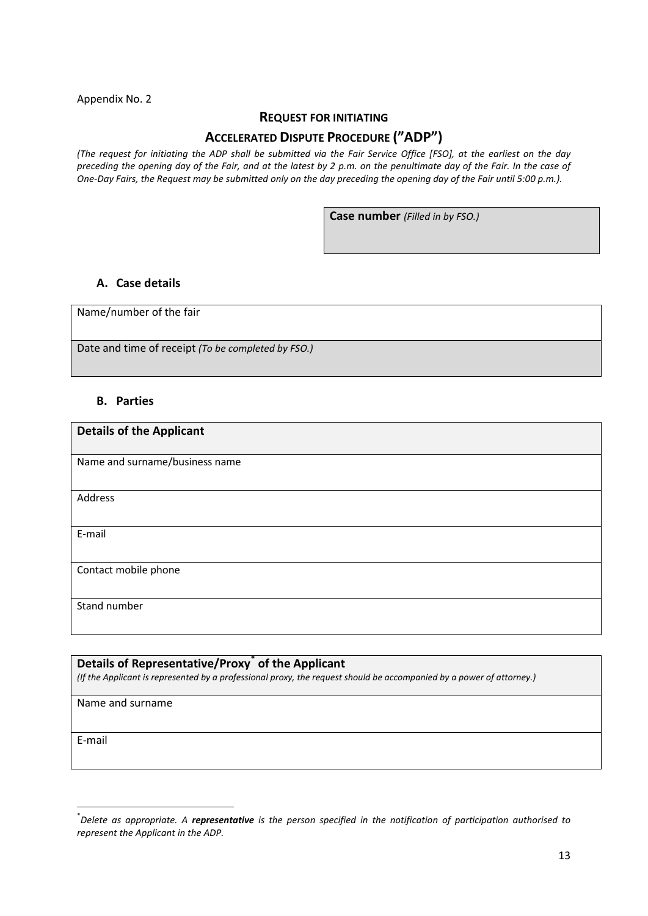Appendix No. 2

## REQUEST FOR INITIATING ACCELERATED DISPUTE PROCEDURE (”ADP”)

*(The request for initiating the ADP shall be submitted via the Fair Service Office [FSO], at the earliest on the day preceding the opening day of the Fair, and at the latest by 2 p.m. on the penultimate day of the Fair. In the case of One-Day Fairs, the Request may be submitted only on the day preceding the opening day of the Fair until 5:00 p.m.).*

| **Case number** *(Filled in by FSO.)* |
|---|
| |

### A. Case details

| Name/number of the fair |
|---|
| Date and time of receipt *(To be completed by FSO.)* |

### B. Parties

| **Details of the Applicant** |
|---|
| Name and surname/business name |
| Address |
| E-mail |
| Contact mobile phone |
| Stand number |

| **Details of Representative/Proxy[*] of the Applicant** *(If the Applicant is represented by a professional proxy, the request should be accompanied by a power of attorney.)* |
|---|
| Name and surname |
| E-mail |

[*] *Delete as appropriate. A **representative** is the person specified in the notification of participation authorised to represent the Applicant in the ADP.*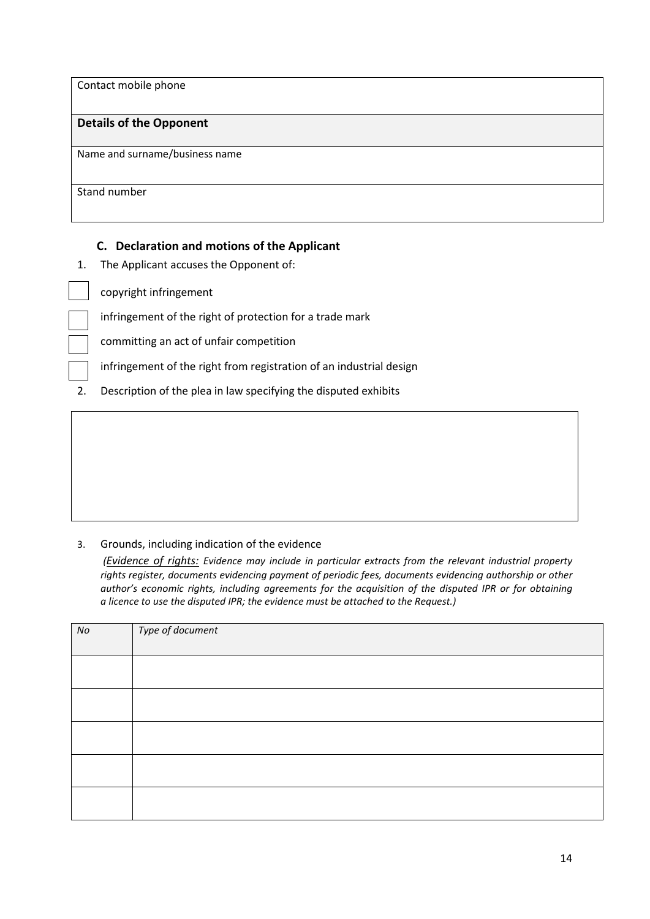| Contact mobile phone |
|---|
| **Details of the Opponent** |
| Name and surname/business name |
| Stand number |

### C. Declaration and motions of the Applicant

1. The Applicant accuses the Opponent of:

- [ ] copyright infringement
- [ ] infringement of the right of protection for a trade mark
- [ ] committing an act of unfair competition
- [ ] infringement of the right from registration of an industrial design

2. Description of the plea in law specifying the disputed exhibits

| |
|---|
| |

3. Grounds, including indication of the evidence

*(<u>Evidence of rights:</u> Evidence may include in particular extracts from the relevant industrial property rights register, documents evidencing payment of periodic fees, documents evidencing authorship or other author's economic rights, including agreements for the acquisition of the disputed IPR or for obtaining a licence to use the disputed IPR; the evidence must be attached to the Request.)*

| *No* | *Type of document* |
|---|---|
| | |
| | |
| | |
| | |
| | |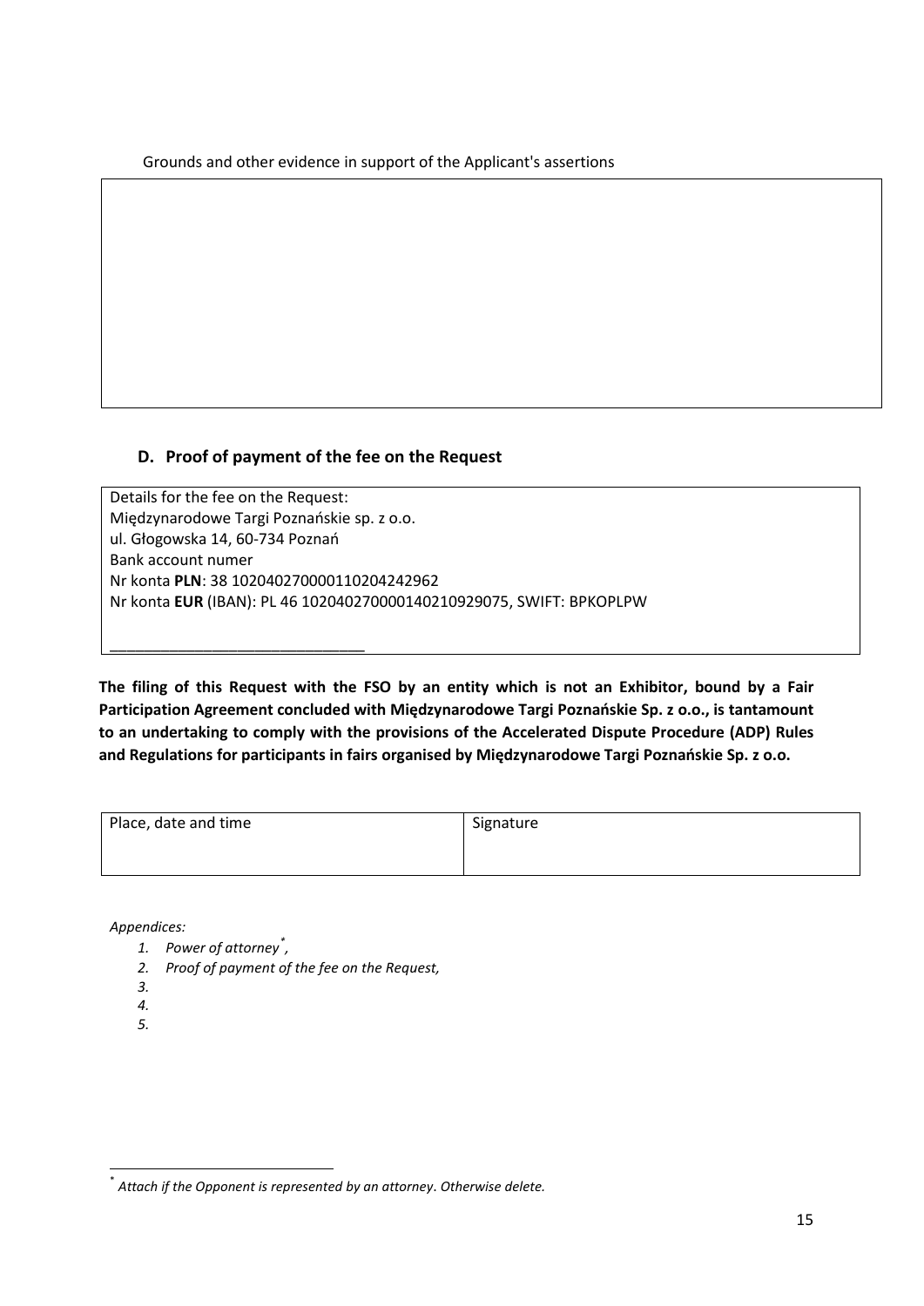Grounds and other evidence in support of the Applicant's assertions

| |
|---|
| |

## D. Proof of payment of the fee on the Request

| Details for the fee on the Request:<br>Międzynarodowe Targi Poznańskie sp. z o.o.<br>ul. Głogowska 14, 60-734 Poznań<br>Bank account numer<br>Nr konta **PLN**: 38 10204027000110204242962<br>Nr konta **EUR** (IBAN): PL 46 10204027000140210929075, SWIFT: BPKOPLPW<br><br>_______________________________ |
|---|

**The filing of this Request with the FSO by an entity which is not an Exhibitor, bound by a Fair Participation Agreement concluded with Międzynarodowe Targi Poznańskie Sp. z o.o., is tantamount to an undertaking to comply with the provisions of the Accelerated Dispute Procedure (ADP) Rules and Regulations for participants in fairs organised by Międzynarodowe Targi Poznańskie Sp. z o.o.**

| Place, date and time | Signature |
|---|---|
| | |

*Appendices:*

1. *Power of attorney[*],*
2. *Proof of payment of the fee on the Request,*
3. 
4. 
5. 

[*] *Attach if the Opponent is represented by an attorney. Otherwise delete.*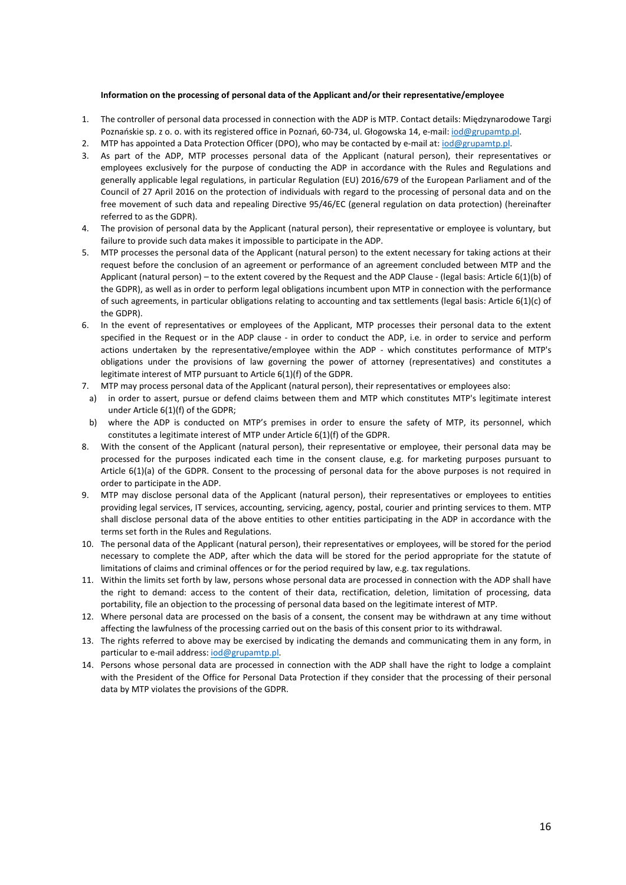**Information on the processing of personal data of the Applicant and/or their representative/employee**

1. The controller of personal data processed in connection with the ADP is MTP. Contact details: Międzynarodowe Targi Poznańskie sp. z o. o. with its registered office in Poznań, 60-734, ul. Głogowska 14, e-mail: iod@grupamtp.pl.
2. MTP has appointed a Data Protection Officer (DPO), who may be contacted by e-mail at: iod@grupamtp.pl.
3. As part of the ADP, MTP processes personal data of the Applicant (natural person), their representatives or employees exclusively for the purpose of conducting the ADP in accordance with the Rules and Regulations and generally applicable legal regulations, in particular Regulation (EU) 2016/679 of the European Parliament and of the Council of 27 April 2016 on the protection of individuals with regard to the processing of personal data and on the free movement of such data and repealing Directive 95/46/EC (general regulation on data protection) (hereinafter referred to as the GDPR).
4. The provision of personal data by the Applicant (natural person), their representative or employee is voluntary, but failure to provide such data makes it impossible to participate in the ADP.
5. MTP processes the personal data of the Applicant (natural person) to the extent necessary for taking actions at their request before the conclusion of an agreement or performance of an agreement concluded between MTP and the Applicant (natural person) – to the extent covered by the Request and the ADP Clause - (legal basis: Article 6(1)(b) of the GDPR), as well as in order to perform legal obligations incumbent upon MTP in connection with the performance of such agreements, in particular obligations relating to accounting and tax settlements (legal basis: Article 6(1)(c) of the GDPR).
6. In the event of representatives or employees of the Applicant, MTP processes their personal data to the extent specified in the Request or in the ADP clause - in order to conduct the ADP, i.e. in order to service and perform actions undertaken by the representative/employee within the ADP - which constitutes performance of MTP's obligations under the provisions of law governing the power of attorney (representatives) and constitutes a legitimate interest of MTP pursuant to Article 6(1)(f) of the GDPR.
7. MTP may process personal data of the Applicant (natural person), their representatives or employees also:
   a) in order to assert, pursue or defend claims between them and MTP which constitutes MTP's legitimate interest under Article 6(1)(f) of the GDPR;
   b) where the ADP is conducted on MTP's premises in order to ensure the safety of MTP, its personnel, which constitutes a legitimate interest of MTP under Article 6(1)(f) of the GDPR.
8. With the consent of the Applicant (natural person), their representative or employee, their personal data may be processed for the purposes indicated each time in the consent clause, e.g. for marketing purposes pursuant to Article 6(1)(a) of the GDPR. Consent to the processing of personal data for the above purposes is not required in order to participate in the ADP.
9. MTP may disclose personal data of the Applicant (natural person), their representatives or employees to entities providing legal services, IT services, accounting, servicing, agency, postal, courier and printing services to them. MTP shall disclose personal data of the above entities to other entities participating in the ADP in accordance with the terms set forth in the Rules and Regulations.
10. The personal data of the Applicant (natural person), their representatives or employees, will be stored for the period necessary to complete the ADP, after which the data will be stored for the period appropriate for the statute of limitations of claims and criminal offences or for the period required by law, e.g. tax regulations.
11. Within the limits set forth by law, persons whose personal data are processed in connection with the ADP shall have the right to demand: access to the content of their data, rectification, deletion, limitation of processing, data portability, file an objection to the processing of personal data based on the legitimate interest of MTP.
12. Where personal data are processed on the basis of a consent, the consent may be withdrawn at any time without affecting the lawfulness of the processing carried out on the basis of this consent prior to its withdrawal.
13. The rights referred to above may be exercised by indicating the demands and communicating them in any form, in particular to e-mail address: iod@grupamtp.pl.
14. Persons whose personal data are processed in connection with the ADP shall have the right to lodge a complaint with the President of the Office for Personal Data Protection if they consider that the processing of their personal data by MTP violates the provisions of the GDPR.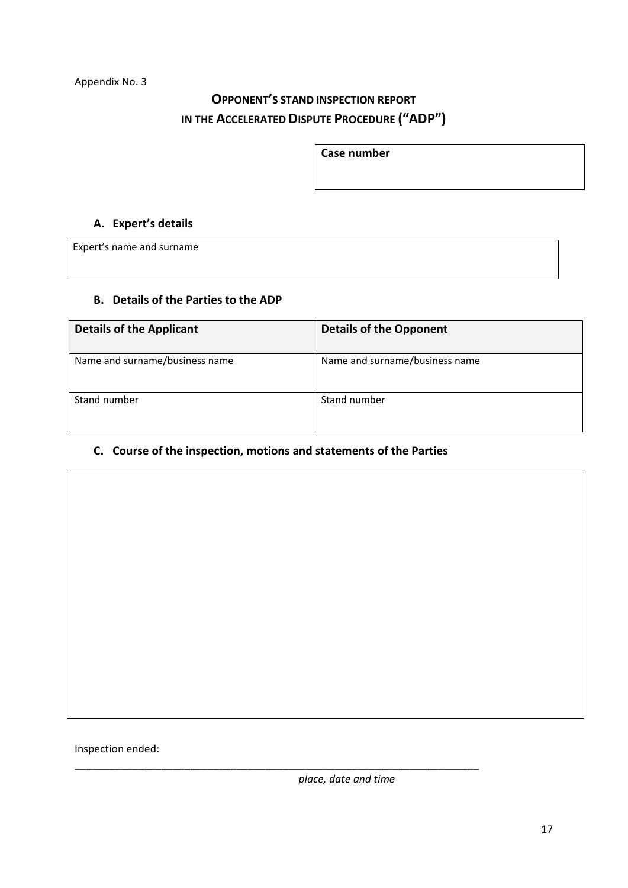Appendix No. 3

# OPPONENT'S STAND INSPECTION REPORT IN THE ACCELERATED DISPUTE PROCEDURE ("ADP")

| **Case number** |
| --- |
| |

### A. Expert's details

| Expert's name and surname |
| --- |
| |

### B. Details of the Parties to the ADP

| **Details of the Applicant** | **Details of the Opponent** |
| --- | --- |
| Name and surname/business name | Name and surname/business name |
| Stand number | Stand number |

### C. Course of the inspection, motions and statements of the Parties

| |
| --- |
| |

Inspection ended:

\_\_\_\_\_\_\_\_\_\_\_\_\_\_\_\_\_\_\_\_\_\_\_\_\_\_\_\_\_\_\_\_\_\_\_\_\_\_\_\_\_\_\_\_\_\_\_\_\_\_\_\_\_\_\_\_\_\_\_\_\_\_\_\_\_\_\_\_\_\_

*place, date and time*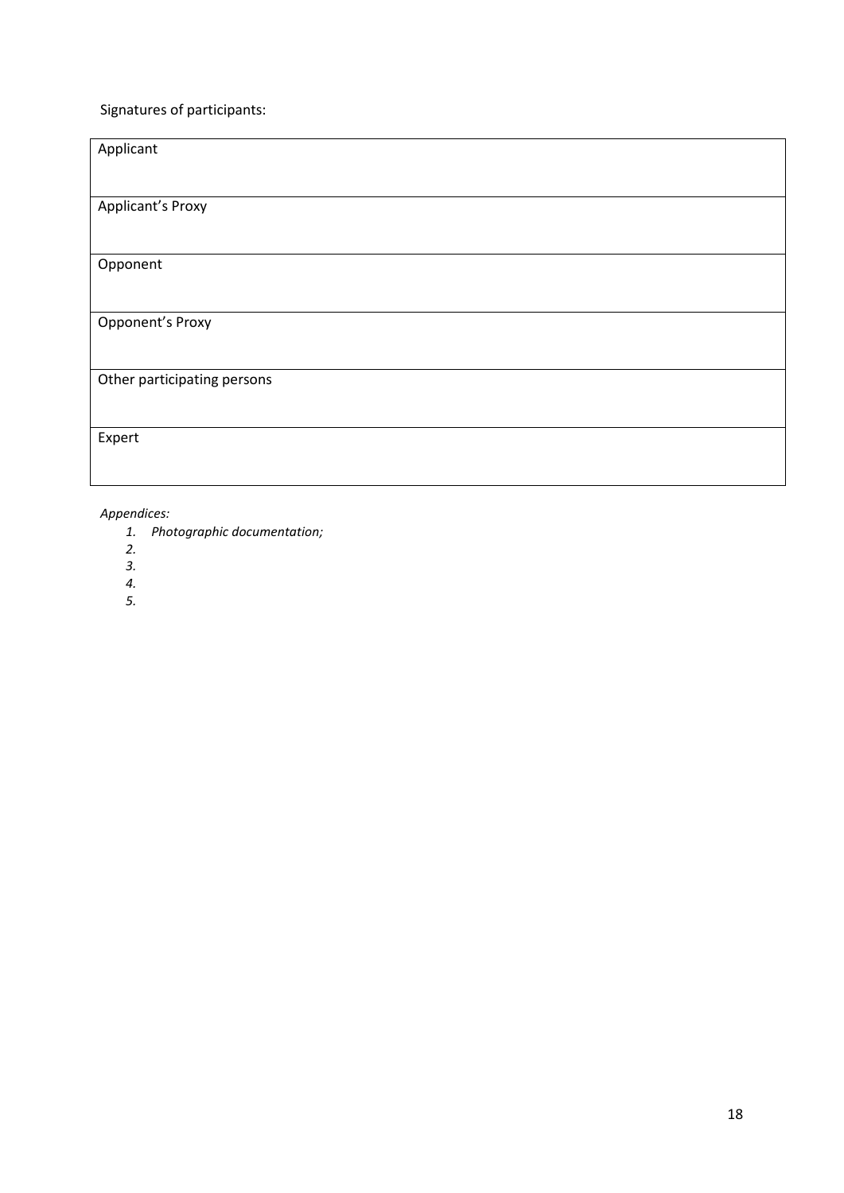Signatures of participants:

| Applicant |
|---|
| Applicant's Proxy |
| Opponent |
| Opponent's Proxy |
| Other participating persons |
| Expert |

*Appendices:*

1. *Photographic documentation;*
2. 
3. 
4. 
5.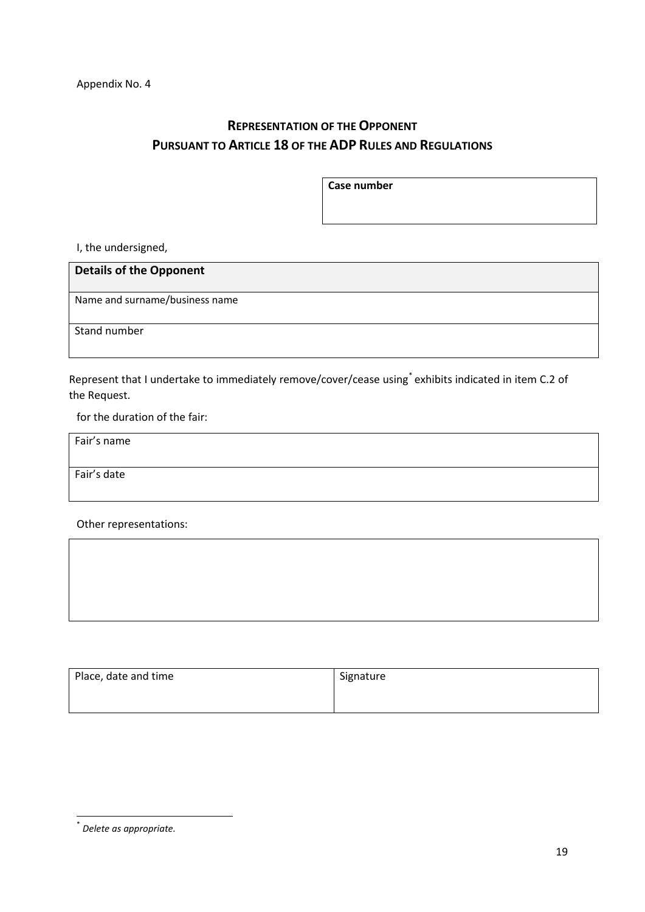Appendix No. 4

## REPRESENTATION OF THE OPPONENT PURSUANT TO ARTICLE 18 OF THE ADP RULES AND REGULATIONS

| **Case number** |
|---|
| |

I, the undersigned,

| **Details of the Opponent** |
|---|
| Name and surname/business name |
| Stand number |

Represent that I undertake to immediately remove/cover/cease using* exhibits indicated in item C.2 of the Request.

for the duration of the fair:

| Fair's name |
|---|
| Fair's date |

Other representations:

| |
|---|
| |

| Place, date and time | Signature |
|---|---|
| | |

* *Delete as appropriate.*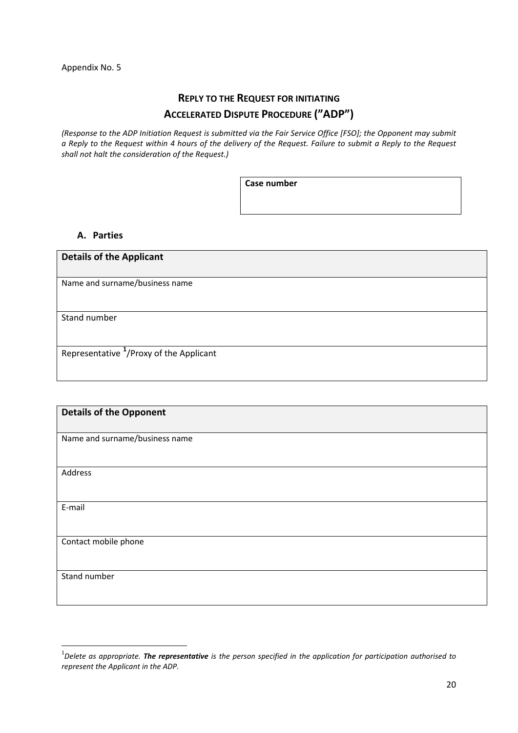Appendix No. 5

# REPLY TO THE REQUEST FOR INITIATING ACCELERATED DISPUTE PROCEDURE (”ADP”)

*(Response to the ADP Initiation Request is submitted via the Fair Service Office [FSO]; the Opponent may submit a Reply to the Request within 4 hours of the delivery of the Request. Failure to submit a Reply to the Request shall not halt the consideration of the Request.)*

| **Case number** |
|---|
| |

### A. Parties

| **Details of the Applicant** |
|---|
| Name and surname/business name |
| Stand number |
| Representative [1]/Proxy of the Applicant |

| **Details of the Opponent** |
|---|
| Name and surname/business name |
| Address |
| E-mail |
| Contact mobile phone |
| Stand number |

[1] *Delete as appropriate. **The representative** is the person specified in the application for participation authorised to represent the Applicant in the ADP.*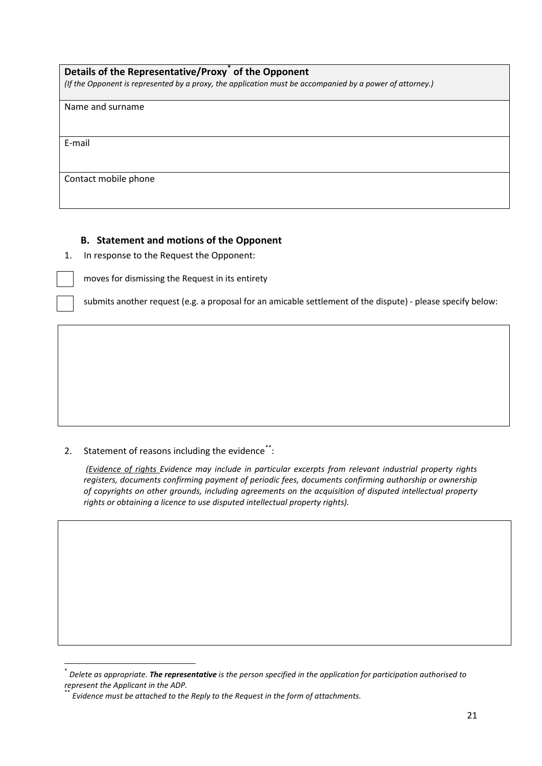| **Details of the Representative/Proxy[*] of the Opponent**<br>*(If the Opponent is represented by a proxy, the application must be accompanied by a power of attorney.)* |
|---|
| Name and surname |
| E-mail |
| Contact mobile phone |

### B. Statement and motions of the Opponent

1. In response to the Request the Opponent:

☐ moves for dismissing the Request in its entirety

☐ submits another request (e.g. a proposal for an amicable settlement of the dispute) - please specify below:

| |
|---|
| |

2. Statement of reasons including the evidence[**]:

*(Evidence of rights Evidence may include in particular excerpts from relevant industrial property rights registers, documents confirming payment of periodic fees, documents confirming authorship or ownership of copyrights on other grounds, including agreements on the acquisition of disputed intellectual property rights or obtaining a licence to use disputed intellectual property rights).*

| |
|---|
| |

[*] *Delete as appropriate. **The representative** is the person specified in the application for participation authorised to represent the Applicant in the ADP.*

[**] *Evidence must be attached to the Reply to the Request in the form of attachments.*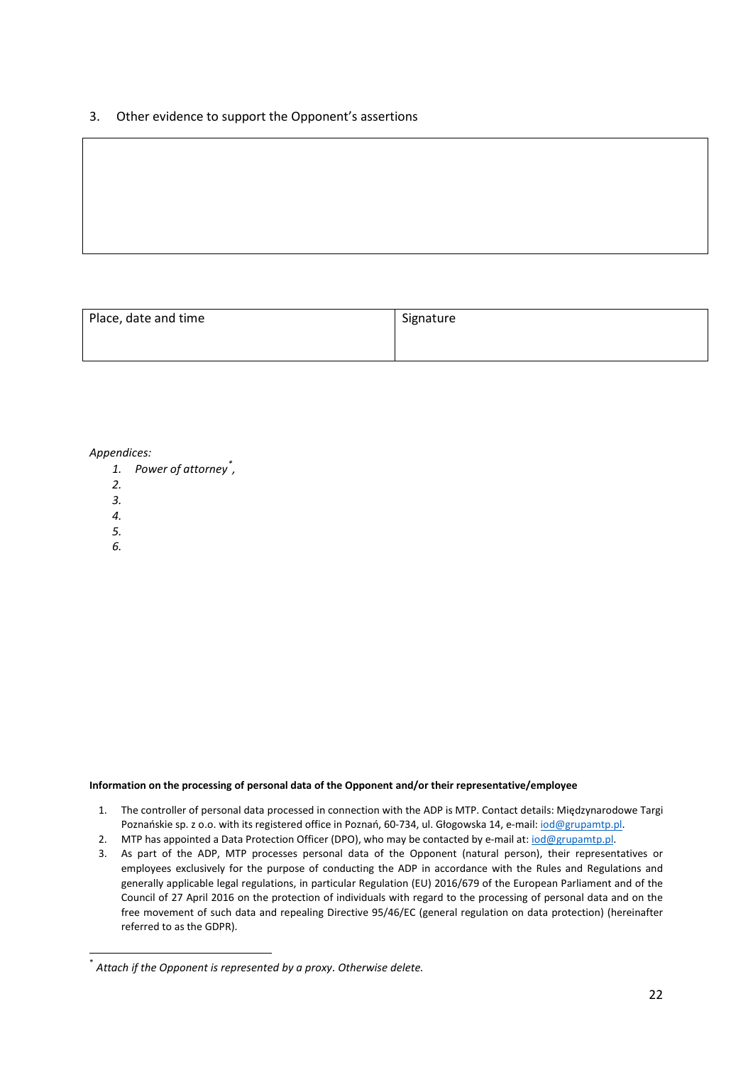3. Other evidence to support the Opponent's assertions

| |
|---|
| |

| Place, date and time | Signature |
|---|---|
| | |

*Appendices:*

1. *Power of attorney*[*],
2. 
3. 
4. 
5. 
6. 

**Information on the processing of personal data of the Opponent and/or their representative/employee**

1. The controller of personal data processed in connection with the ADP is MTP. Contact details: Międzynarodowe Targi Poznańskie sp. z o.o. with its registered office in Poznań, 60-734, ul. Głogowska 14, e-mail: iod@grupamtp.pl.
2. MTP has appointed a Data Protection Officer (DPO), who may be contacted by e-mail at: iod@grupamtp.pl.
3. As part of the ADP, MTP processes personal data of the Opponent (natural person), their representatives or employees exclusively for the purpose of conducting the ADP in accordance with the Rules and Regulations and generally applicable legal regulations, in particular Regulation (EU) 2016/679 of the European Parliament and of the Council of 27 April 2016 on the protection of individuals with regard to the processing of personal data and on the free movement of such data and repealing Directive 95/46/EC (general regulation on data protection) (hereinafter referred to as the GDPR).

[*] *Attach if the Opponent is represented by a proxy. Otherwise delete.*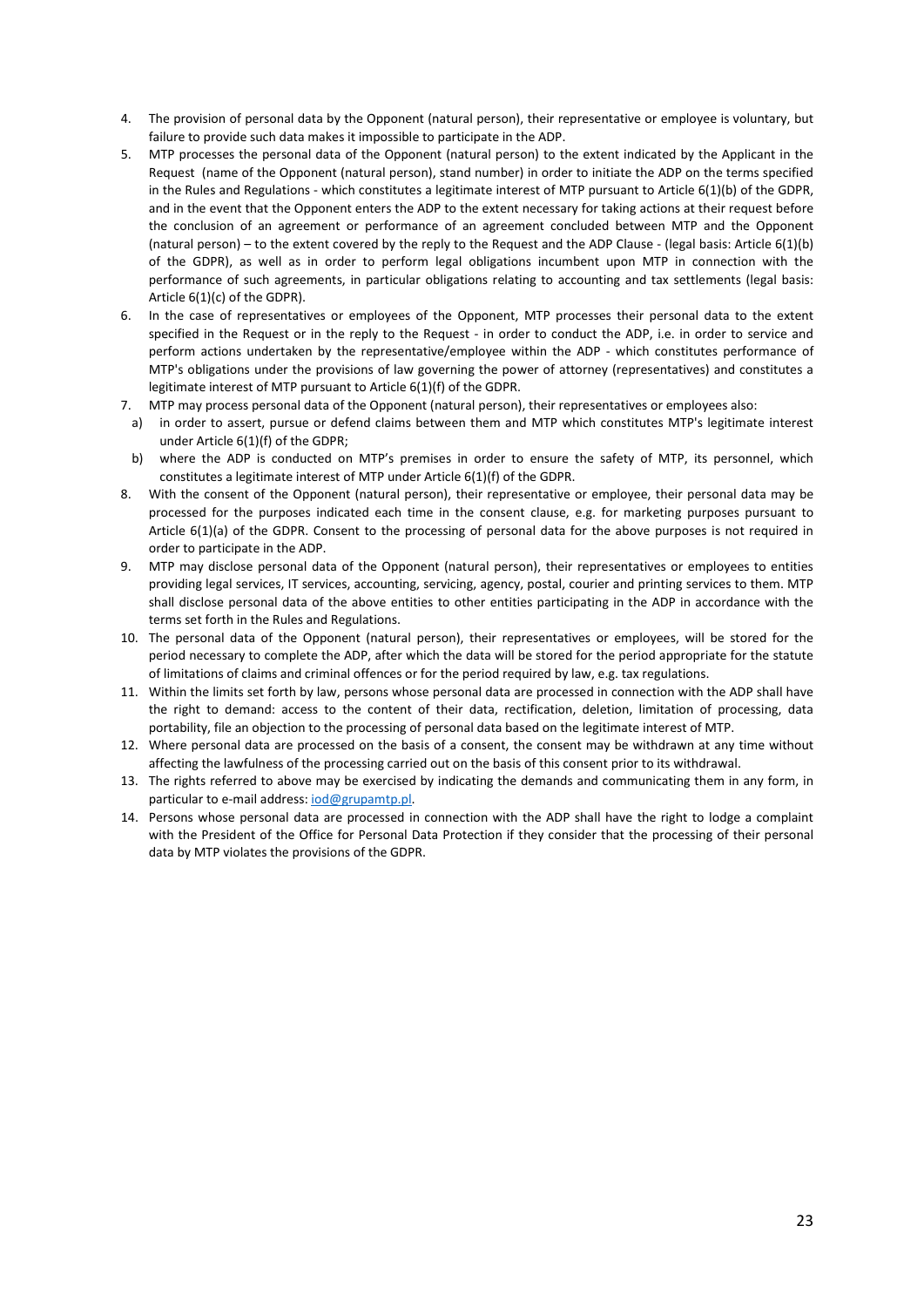4. The provision of personal data by the Opponent (natural person), their representative or employee is voluntary, but failure to provide such data makes it impossible to participate in the ADP.
5. MTP processes the personal data of the Opponent (natural person) to the extent indicated by the Applicant in the Request (name of the Opponent (natural person), stand number) in order to initiate the ADP on the terms specified in the Rules and Regulations - which constitutes a legitimate interest of MTP pursuant to Article 6(1)(b) of the GDPR, and in the event that the Opponent enters the ADP to the extent necessary for taking actions at their request before the conclusion of an agreement or performance of an agreement concluded between MTP and the Opponent (natural person) – to the extent covered by the reply to the Request and the ADP Clause - (legal basis: Article 6(1)(b) of the GDPR), as well as in order to perform legal obligations incumbent upon MTP in connection with the performance of such agreements, in particular obligations relating to accounting and tax settlements (legal basis: Article 6(1)(c) of the GDPR).
6. In the case of representatives or employees of the Opponent, MTP processes their personal data to the extent specified in the Request or in the reply to the Request - in order to conduct the ADP, i.e. in order to service and perform actions undertaken by the representative/employee within the ADP - which constitutes performance of MTP's obligations under the provisions of law governing the power of attorney (representatives) and constitutes a legitimate interest of MTP pursuant to Article 6(1)(f) of the GDPR.
7. MTP may process personal data of the Opponent (natural person), their representatives or employees also:
   a) in order to assert, pursue or defend claims between them and MTP which constitutes MTP's legitimate interest under Article 6(1)(f) of the GDPR;
   b) where the ADP is conducted on MTP's premises in order to ensure the safety of MTP, its personnel, which constitutes a legitimate interest of MTP under Article 6(1)(f) of the GDPR.
8. With the consent of the Opponent (natural person), their representative or employee, their personal data may be processed for the purposes indicated each time in the consent clause, e.g. for marketing purposes pursuant to Article 6(1)(a) of the GDPR. Consent to the processing of personal data for the above purposes is not required in order to participate in the ADP.
9. MTP may disclose personal data of the Opponent (natural person), their representatives or employees to entities providing legal services, IT services, accounting, servicing, agency, postal, courier and printing services to them. MTP shall disclose personal data of the above entities to other entities participating in the ADP in accordance with the terms set forth in the Rules and Regulations.
10. The personal data of the Opponent (natural person), their representatives or employees, will be stored for the period necessary to complete the ADP, after which the data will be stored for the period appropriate for the statute of limitations of claims and criminal offences or for the period required by law, e.g. tax regulations.
11. Within the limits set forth by law, persons whose personal data are processed in connection with the ADP shall have the right to demand: access to the content of their data, rectification, deletion, limitation of processing, data portability, file an objection to the processing of personal data based on the legitimate interest of MTP.
12. Where personal data are processed on the basis of a consent, the consent may be withdrawn at any time without affecting the lawfulness of the processing carried out on the basis of this consent prior to its withdrawal.
13. The rights referred to above may be exercised by indicating the demands and communicating them in any form, in particular to e-mail address: iod@grupamtp.pl.
14. Persons whose personal data are processed in connection with the ADP shall have the right to lodge a complaint with the President of the Office for Personal Data Protection if they consider that the processing of their personal data by MTP violates the provisions of the GDPR.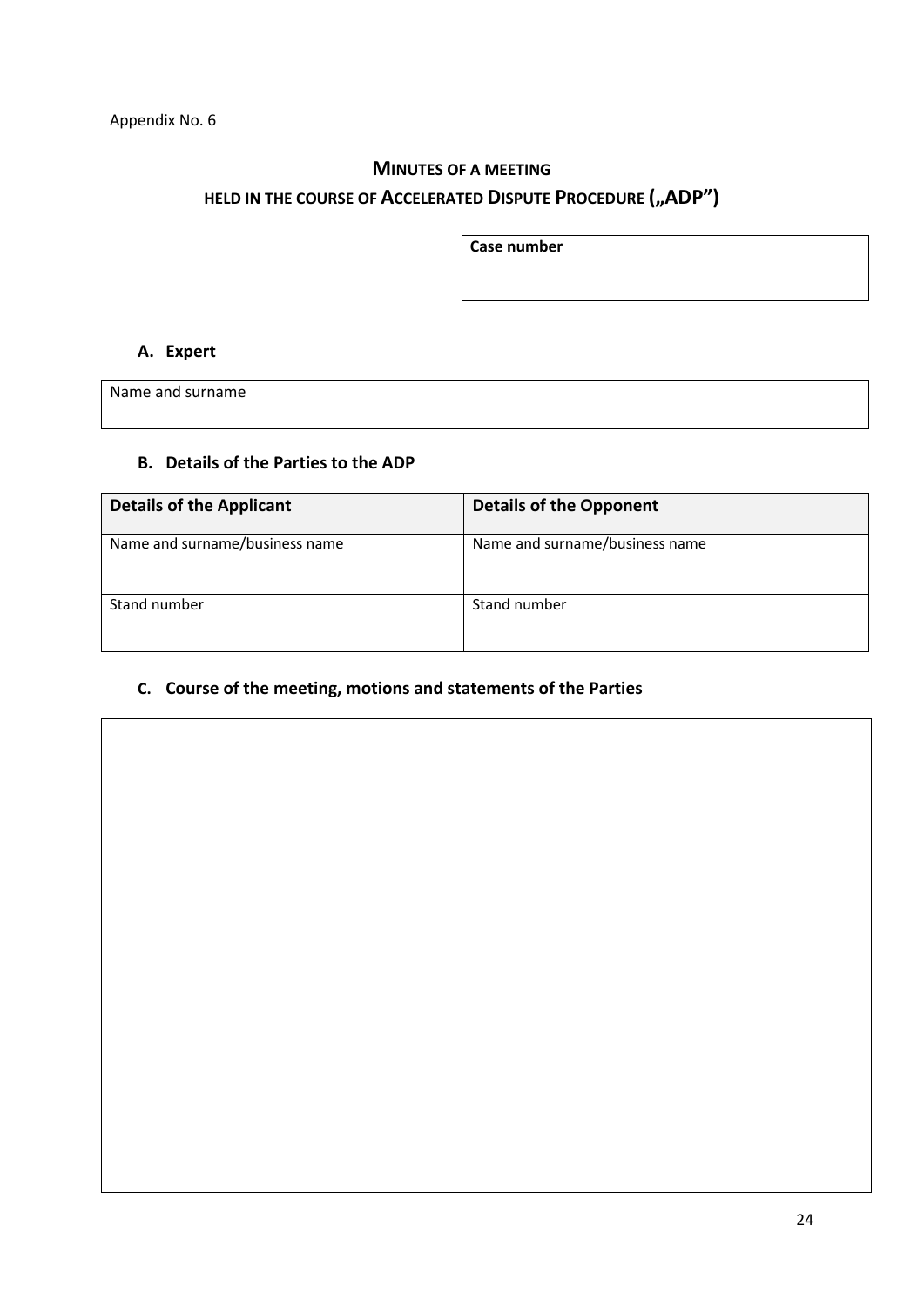Appendix No. 6

# MINUTES OF A MEETING HELD IN THE COURSE OF ACCELERATED DISPUTE PROCEDURE („ADP")

| **Case number** |
| --- |
| |

### A. Expert

| Name and surname |
| --- |
| |

### B. Details of the Parties to the ADP

| **Details of the Applicant** | **Details of the Opponent** |
| --- | --- |
| Name and surname/business name | Name and surname/business name |
| Stand number | Stand number |

### C. Course of the meeting, motions and statements of the Parties

| |
| --- |
| |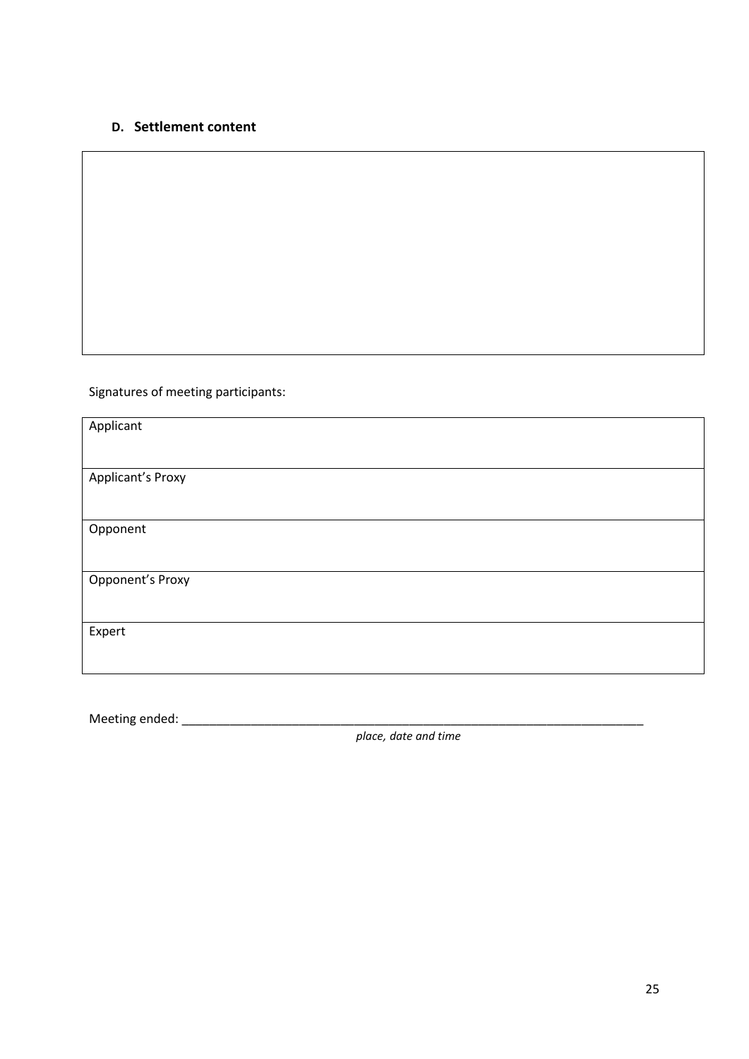### D. Settlement content

| |
|---|
| |

Signatures of meeting participants:

| |
|---|
| Applicant |
| Applicant's Proxy |
| Opponent |
| Opponent's Proxy |
| Expert |

Meeting ended: ______________________________________________________________________

*place, date and time*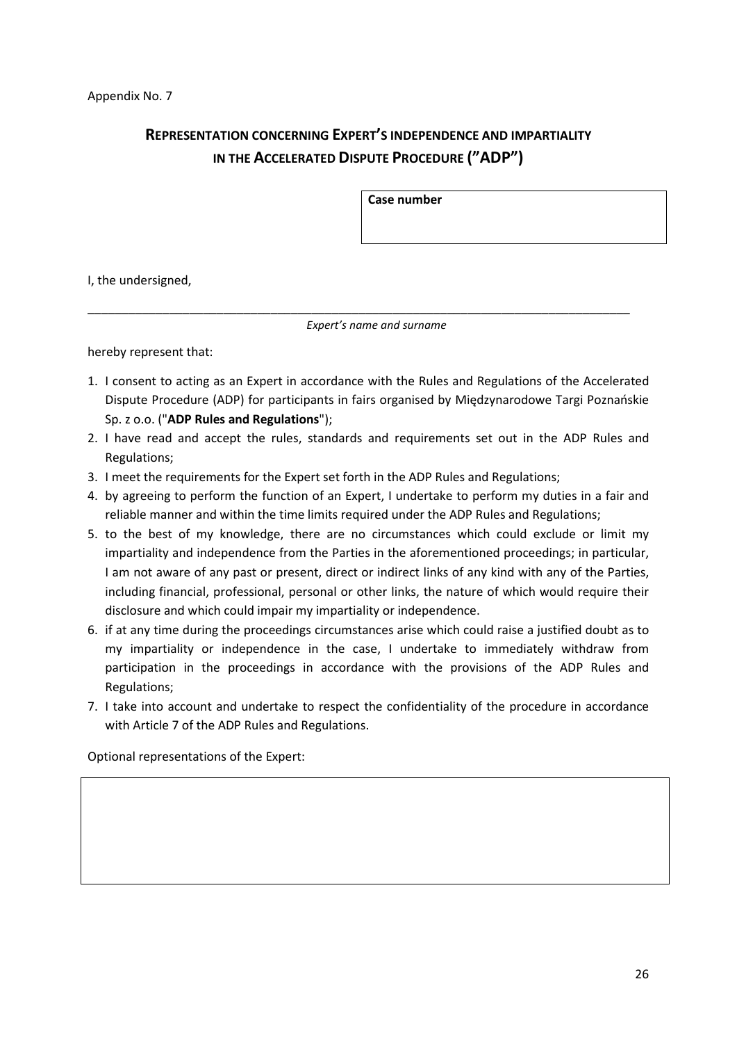Appendix No. 7

## REPRESENTATION CONCERNING EXPERT'S INDEPENDENCE AND IMPARTIALITY IN THE ACCELERATED DISPUTE PROCEDURE ("ADP")

| Case number |
| --- |
| |

I, the undersigned,

_______________________________________________________________________________

*Expert's name and surname*

hereby represent that:

1. I consent to acting as an Expert in accordance with the Rules and Regulations of the Accelerated Dispute Procedure (ADP) for participants in fairs organised by Międzynarodowe Targi Poznańskie Sp. z o.o. ("**ADP Rules and Regulations**");
2. I have read and accept the rules, standards and requirements set out in the ADP Rules and Regulations;
3. I meet the requirements for the Expert set forth in the ADP Rules and Regulations;
4. by agreeing to perform the function of an Expert, I undertake to perform my duties in a fair and reliable manner and within the time limits required under the ADP Rules and Regulations;
5. to the best of my knowledge, there are no circumstances which could exclude or limit my impartiality and independence from the Parties in the aforementioned proceedings; in particular, I am not aware of any past or present, direct or indirect links of any kind with any of the Parties, including financial, professional, personal or other links, the nature of which would require their disclosure and which could impair my impartiality or independence.
6. if at any time during the proceedings circumstances arise which could raise a justified doubt as to my impartiality or independence in the case, I undertake to immediately withdraw from participation in the proceedings in accordance with the provisions of the ADP Rules and Regulations;
7. I take into account and undertake to respect the confidentiality of the procedure in accordance with Article 7 of the ADP Rules and Regulations.

Optional representations of the Expert:

| |
| --- |
| |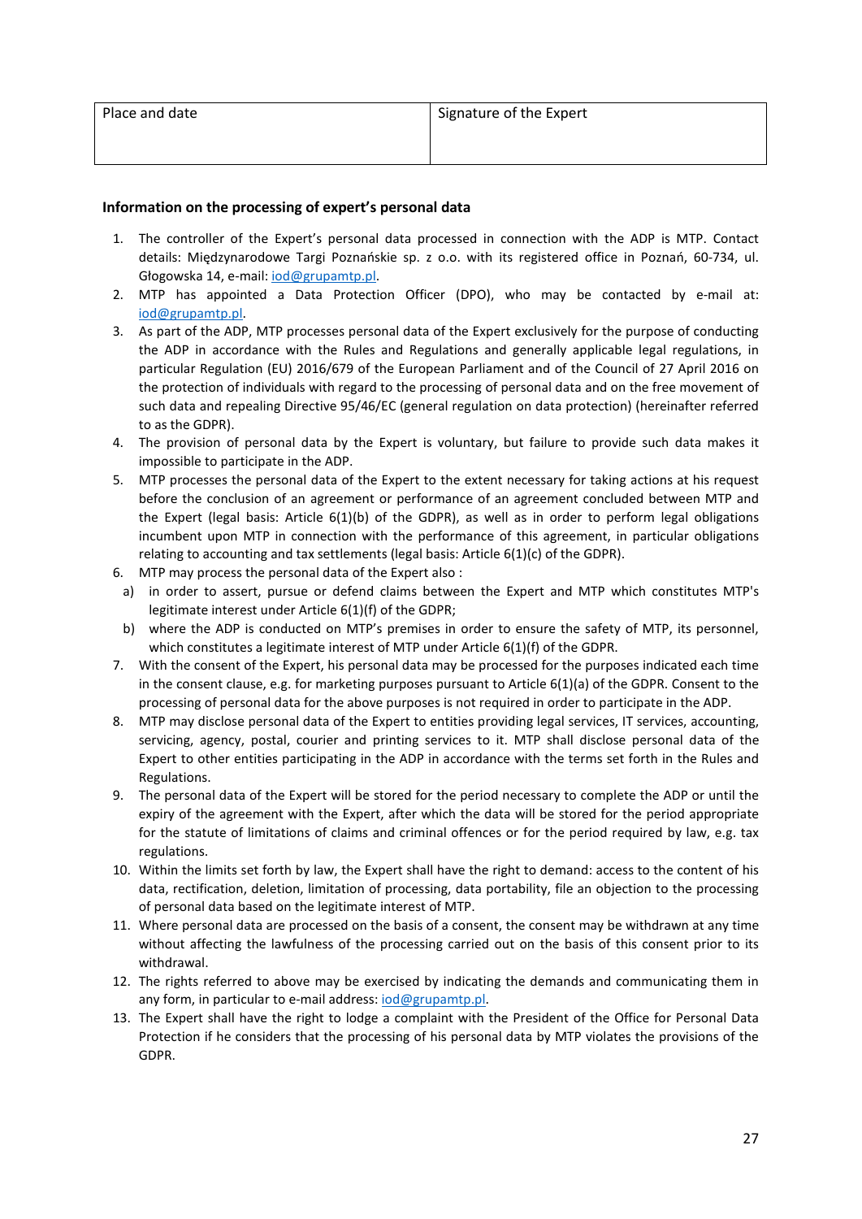| Place and date | Signature of the Expert |
|---|---|
| | |

**Information on the processing of expert's personal data**

1. The controller of the Expert's personal data processed in connection with the ADP is MTP. Contact details: Międzynarodowe Targi Poznańskie sp. z o.o. with its registered office in Poznań, 60-734, ul. Głogowska 14, e-mail: iod@grupamtp.pl.
2. MTP has appointed a Data Protection Officer (DPO), who may be contacted by e-mail at: iod@grupamtp.pl.
3. As part of the ADP, MTP processes personal data of the Expert exclusively for the purpose of conducting the ADP in accordance with the Rules and Regulations and generally applicable legal regulations, in particular Regulation (EU) 2016/679 of the European Parliament and of the Council of 27 April 2016 on the protection of individuals with regard to the processing of personal data and on the free movement of such data and repealing Directive 95/46/EC (general regulation on data protection) (hereinafter referred to as the GDPR).
4. The provision of personal data by the Expert is voluntary, but failure to provide such data makes it impossible to participate in the ADP.
5. MTP processes the personal data of the Expert to the extent necessary for taking actions at his request before the conclusion of an agreement or performance of an agreement concluded between MTP and the Expert (legal basis: Article 6(1)(b) of the GDPR), as well as in order to perform legal obligations incumbent upon MTP in connection with the performance of this agreement, in particular obligations relating to accounting and tax settlements (legal basis: Article 6(1)(c) of the GDPR).
6. MTP may process the personal data of the Expert also :
   a) in order to assert, pursue or defend claims between the Expert and MTP which constitutes MTP's legitimate interest under Article 6(1)(f) of the GDPR;
   b) where the ADP is conducted on MTP's premises in order to ensure the safety of MTP, its personnel, which constitutes a legitimate interest of MTP under Article 6(1)(f) of the GDPR.
7. With the consent of the Expert, his personal data may be processed for the purposes indicated each time in the consent clause, e.g. for marketing purposes pursuant to Article 6(1)(a) of the GDPR. Consent to the processing of personal data for the above purposes is not required in order to participate in the ADP.
8. MTP may disclose personal data of the Expert to entities providing legal services, IT services, accounting, servicing, agency, postal, courier and printing services to it. MTP shall disclose personal data of the Expert to other entities participating in the ADP in accordance with the terms set forth in the Rules and Regulations.
9. The personal data of the Expert will be stored for the period necessary to complete the ADP or until the expiry of the agreement with the Expert, after which the data will be stored for the period appropriate for the statute of limitations of claims and criminal offences or for the period required by law, e.g. tax regulations.
10. Within the limits set forth by law, the Expert shall have the right to demand: access to the content of his data, rectification, deletion, limitation of processing, data portability, file an objection to the processing of personal data based on the legitimate interest of MTP.
11. Where personal data are processed on the basis of a consent, the consent may be withdrawn at any time without affecting the lawfulness of the processing carried out on the basis of this consent prior to its withdrawal.
12. The rights referred to above may be exercised by indicating the demands and communicating them in any form, in particular to e-mail address: iod@grupamtp.pl.
13. The Expert shall have the right to lodge a complaint with the President of the Office for Personal Data Protection if he considers that the processing of his personal data by MTP violates the provisions of the GDPR.